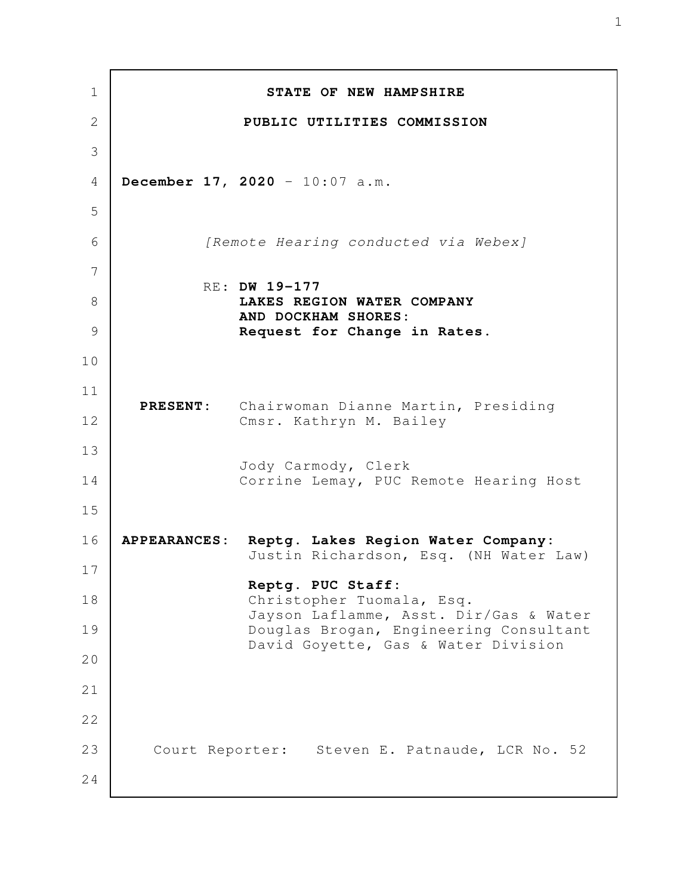**STATE OF NEW HAMPSHIRE**

**PUBLIC UTILITIES COMMISSION**

**December 17, 2020** - 10:07 a.m.

*[Remote Hearing conducted via Webex]*

RE: **DW 19-177**
**LAKES REGION WATER COMPANY AND DOCKHAM SHORES:**
**Request for Change in Rates.**

**PRESENT:** Chairwoman Dianne Martin, Presiding
Cmsr. Kathryn M. Bailey

Jody Carmody, Clerk
Corrine Lemay, PUC Remote Hearing Host

**APPEARANCES:** **Reptg. Lakes Region Water Company:**
Justin Richardson, Esq. (NH Water Law)

**Reptg. PUC Staff:**
Christopher Tuomala, Esq.
Jayson Laflamme, Asst. Dir/Gas & Water
Douglas Brogan, Engineering Consultant
David Goyette, Gas & Water Division

Court Reporter: Steven E. Patnaude, LCR No. 52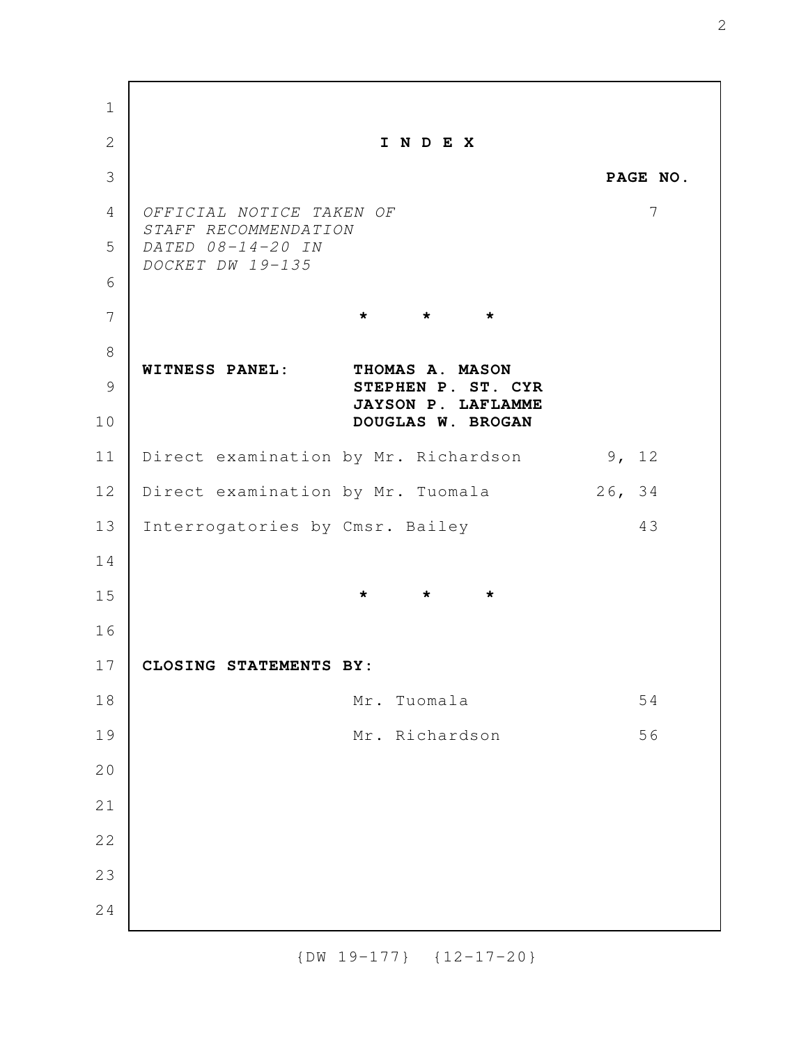# I N D E X

| | PAGE NO. |
|---|---|
| *OFFICIAL NOTICE TAKEN OF STAFF RECOMMENDATION DATED 08-14-20 IN DOCKET DW 19-135* | 7 |

\* \* \*

**WITNESS PANEL:** **THOMAS A. MASON**
**STEPHEN P. ST. CYR**
**JAYSON P. LAFLAMME**
**DOUGLAS W. BROGAN**

| | |
|---|---|
| Direct examination by Mr. Richardson | 9, 12 |
| Direct examination by Mr. Tuomala | 26, 34 |
| Interrogatories by Cmsr. Bailey | 43 |

\* \* \*

**CLOSING STATEMENTS BY:**

| | |
|---|---|
| Mr. Tuomala | 54 |
| Mr. Richardson | 56 |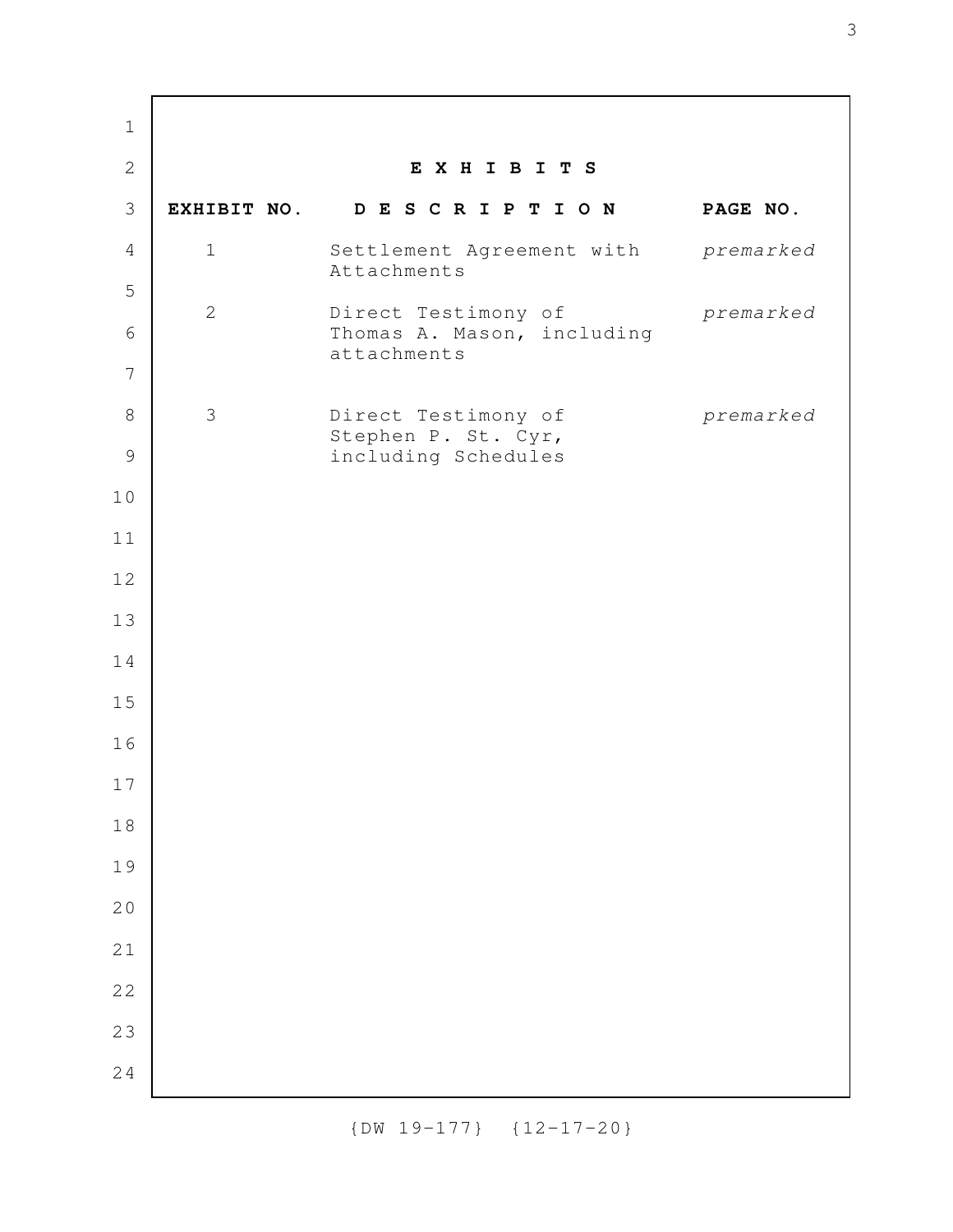## E X H I B I T S

| EXHIBIT NO. | D E S C R I P T I O N | PAGE NO. |
|---|---|---|
| 1 | Settlement Agreement with Attachments | *premarked* |
| 2 | Direct Testimony of Thomas A. Mason, including attachments | *premarked* |
| 3 | Direct Testimony of Stephen P. St. Cyr, including Schedules | *premarked* |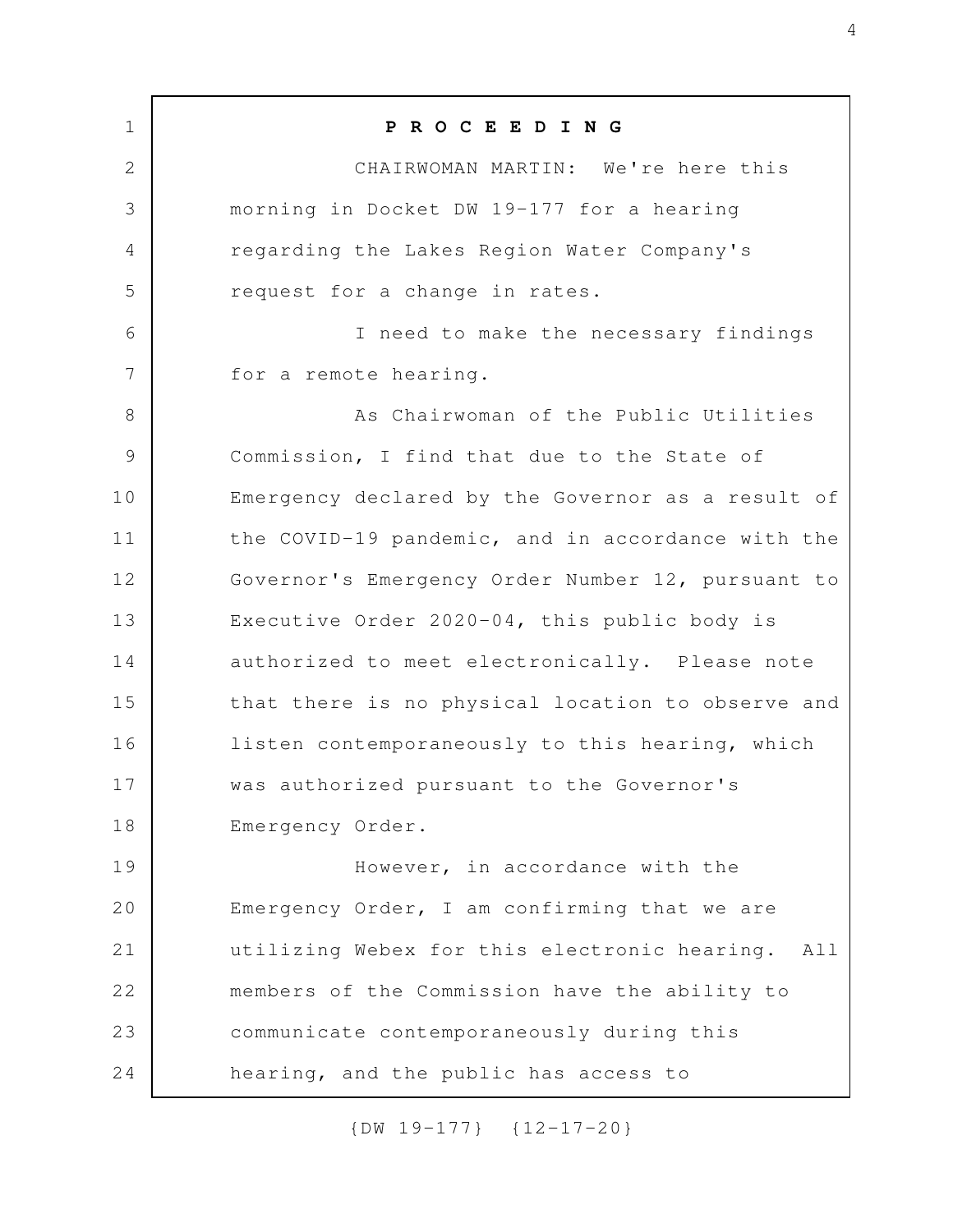**P R O C E E D I N G**

CHAIRWOMAN MARTIN: We're here this morning in Docket DW 19-177 for a hearing regarding the Lakes Region Water Company's request for a change in rates.

I need to make the necessary findings for a remote hearing.

As Chairwoman of the Public Utilities Commission, I find that due to the State of Emergency declared by the Governor as a result of the COVID-19 pandemic, and in accordance with the Governor's Emergency Order Number 12, pursuant to Executive Order 2020-04, this public body is authorized to meet electronically. Please note that there is no physical location to observe and listen contemporaneously to this hearing, which was authorized pursuant to the Governor's Emergency Order.

However, in accordance with the Emergency Order, I am confirming that we are utilizing Webex for this electronic hearing. All members of the Commission have the ability to communicate contemporaneously during this hearing, and the public has access to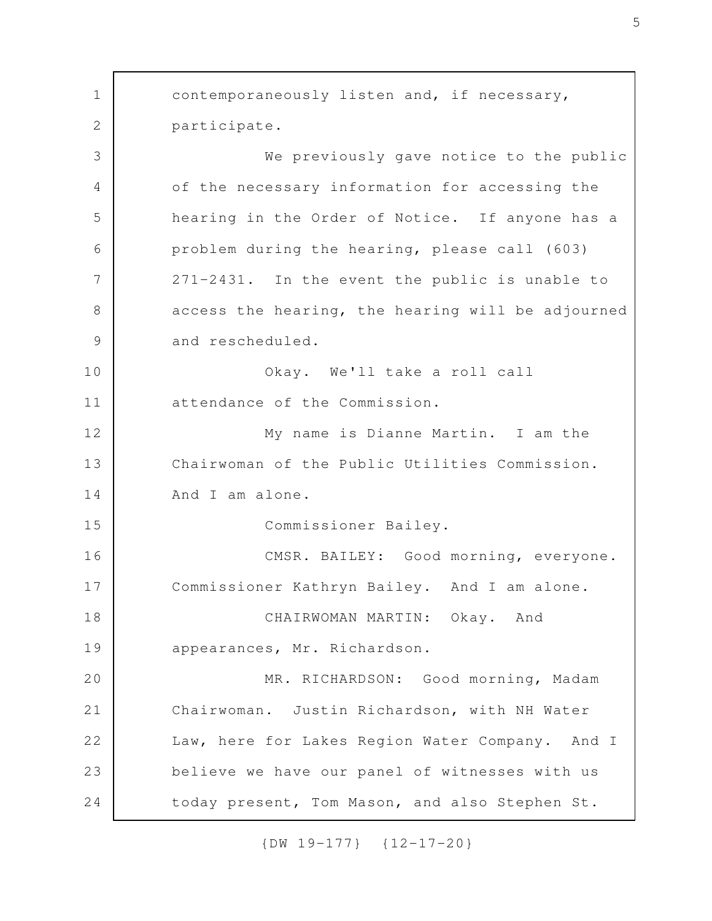contemporaneously listen and, if necessary, participate.

We previously gave notice to the public of the necessary information for accessing the hearing in the Order of Notice. If anyone has a problem during the hearing, please call (603) 271-2431. In the event the public is unable to access the hearing, the hearing will be adjourned and rescheduled.

Okay. We'll take a roll call attendance of the Commission.

My name is Dianne Martin. I am the Chairwoman of the Public Utilities Commission. And I am alone.

Commissioner Bailey.

CMSR. BAILEY: Good morning, everyone. Commissioner Kathryn Bailey. And I am alone.

CHAIRWOMAN MARTIN: Okay. And appearances, Mr. Richardson.

MR. RICHARDSON: Good morning, Madam Chairwoman. Justin Richardson, with NH Water Law, here for Lakes Region Water Company. And I believe we have our panel of witnesses with us today present, Tom Mason, and also Stephen St.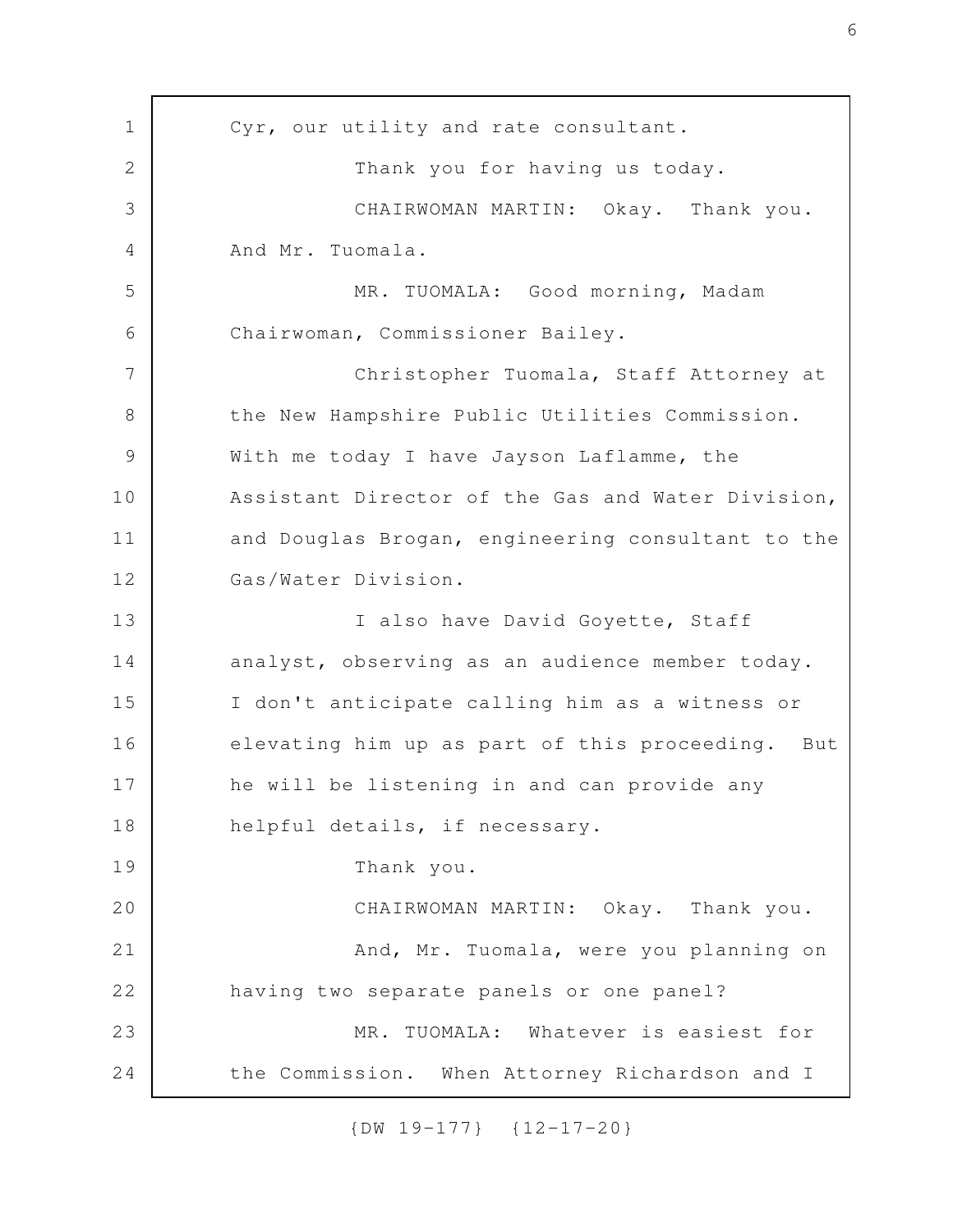Cyr, our utility and rate consultant.

Thank you for having us today.

CHAIRWOMAN MARTIN: Okay. Thank you. And Mr. Tuomala.

MR. TUOMALA: Good morning, Madam Chairwoman, Commissioner Bailey.

Christopher Tuomala, Staff Attorney at the New Hampshire Public Utilities Commission. With me today I have Jayson Laflamme, the Assistant Director of the Gas and Water Division, and Douglas Brogan, engineering consultant to the Gas/Water Division.

I also have David Goyette, Staff analyst, observing as an audience member today. I don't anticipate calling him as a witness or elevating him up as part of this proceeding. But he will be listening in and can provide any helpful details, if necessary.

Thank you.

CHAIRWOMAN MARTIN: Okay. Thank you.

And, Mr. Tuomala, were you planning on having two separate panels or one panel?

MR. TUOMALA: Whatever is easiest for the Commission. When Attorney Richardson and I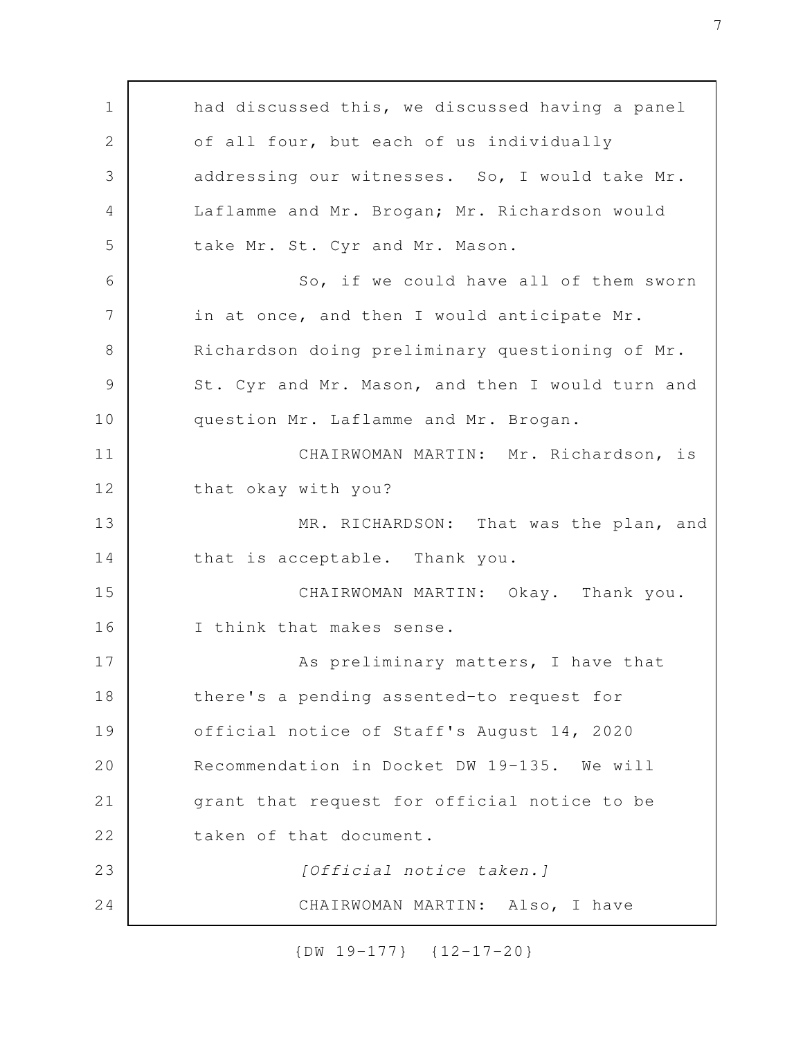had discussed this, we discussed having a panel of all four, but each of us individually addressing our witnesses. So, I would take Mr. Laflamme and Mr. Brogan; Mr. Richardson would take Mr. St. Cyr and Mr. Mason.

So, if we could have all of them sworn in at once, and then I would anticipate Mr. Richardson doing preliminary questioning of Mr. St. Cyr and Mr. Mason, and then I would turn and question Mr. Laflamme and Mr. Brogan.

CHAIRWOMAN MARTIN: Mr. Richardson, is that okay with you?

MR. RICHARDSON: That was the plan, and that is acceptable. Thank you.

CHAIRWOMAN MARTIN: Okay. Thank you. I think that makes sense.

As preliminary matters, I have that there's a pending assented-to request for official notice of Staff's August 14, 2020 Recommendation in Docket DW 19-135. We will grant that request for official notice to be taken of that document.

*[Official notice taken.]*

CHAIRWOMAN MARTIN: Also, I have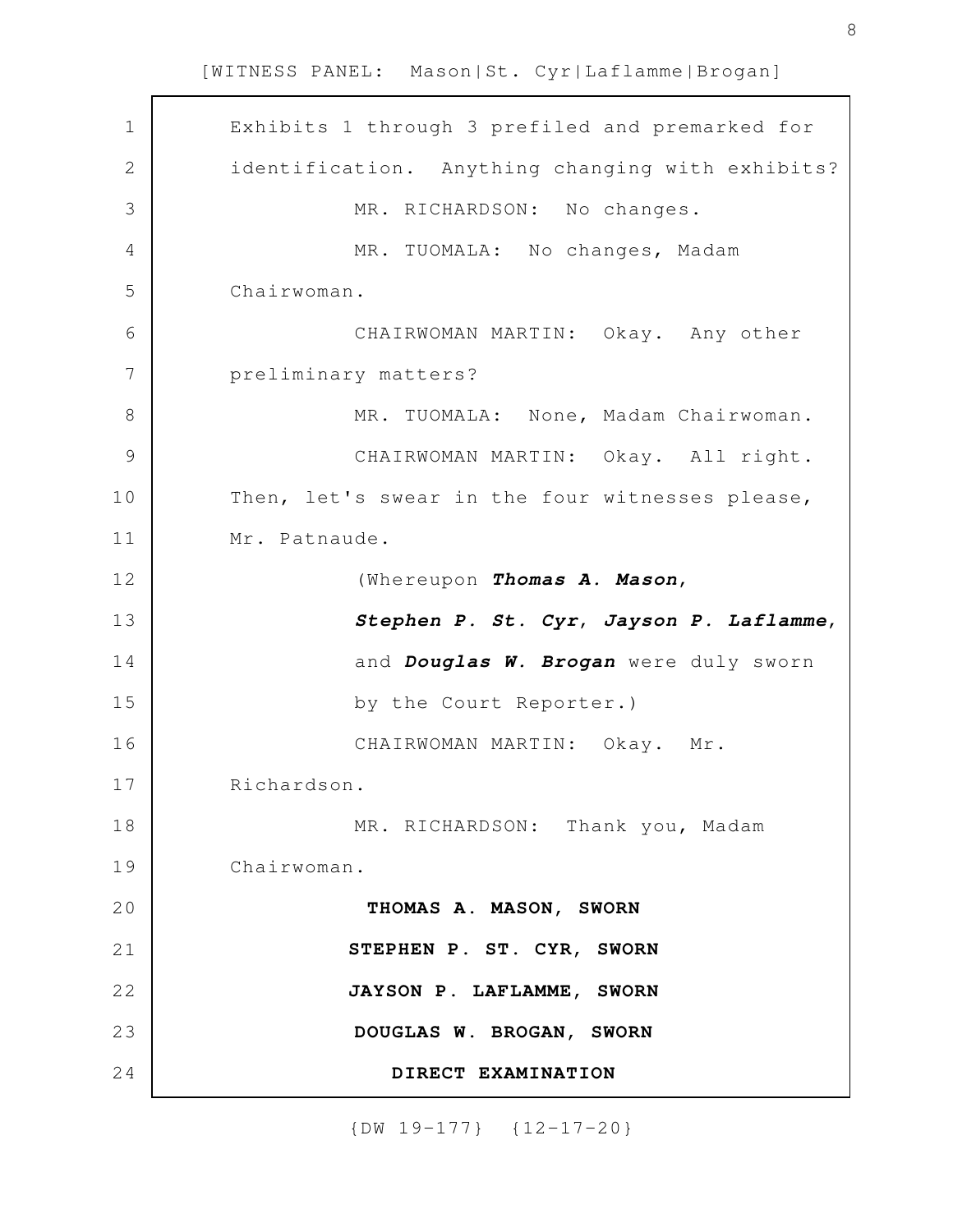Exhibits 1 through 3 prefiled and premarked for identification. Anything changing with exhibits?

MR. RICHARDSON: No changes.

MR. TUOMALA: No changes, Madam Chairwoman.

CHAIRWOMAN MARTIN: Okay. Any other preliminary matters?

MR. TUOMALA: None, Madam Chairwoman.

CHAIRWOMAN MARTIN: Okay. All right. Then, let's swear in the four witnesses please, Mr. Patnaude.

(Whereupon ***Thomas A. Mason***, ***Stephen P. St. Cyr***, ***Jayson P. Laflamme***, and ***Douglas W. Brogan*** were duly sworn by the Court Reporter.)

CHAIRWOMAN MARTIN: Okay. Mr. Richardson.

MR. RICHARDSON: Thank you, Madam Chairwoman.

**THOMAS A. MASON, SWORN**

**STEPHEN P. ST. CYR, SWORN**

**JAYSON P. LAFLAMME, SWORN**

**DOUGLAS W. BROGAN, SWORN**

**DIRECT EXAMINATION**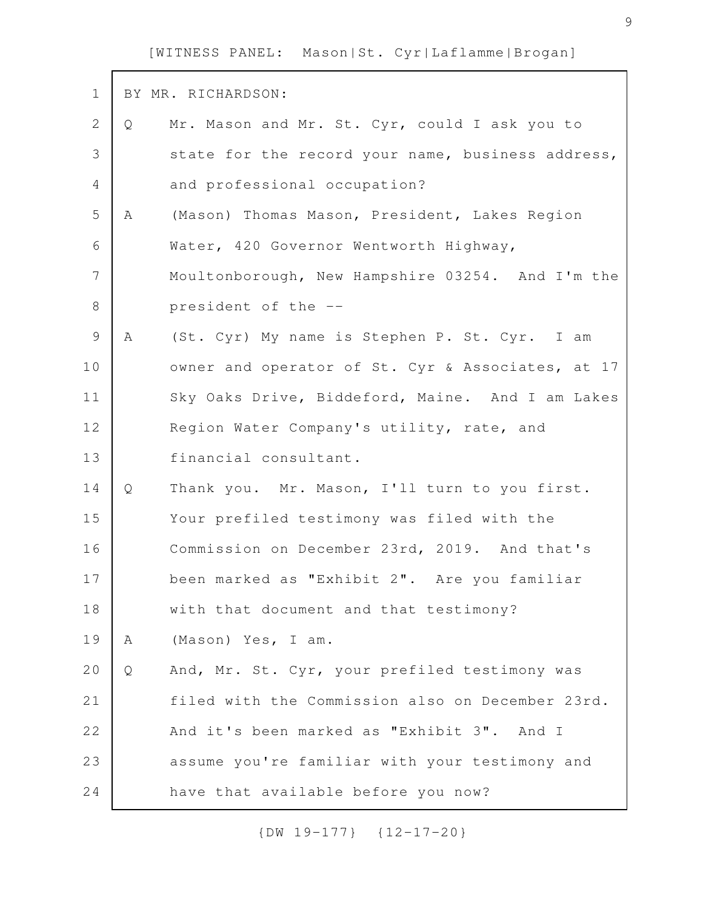BY MR. RICHARDSON:

Q Mr. Mason and Mr. St. Cyr, could I ask you to state for the record your name, business address, and professional occupation?

A (Mason) Thomas Mason, President, Lakes Region Water, 420 Governor Wentworth Highway, Moultonborough, New Hampshire 03254. And I'm the president of the --

A (St. Cyr) My name is Stephen P. St. Cyr. I am owner and operator of St. Cyr & Associates, at 17 Sky Oaks Drive, Biddeford, Maine. And I am Lakes Region Water Company's utility, rate, and financial consultant.

Q Thank you. Mr. Mason, I'll turn to you first. Your prefiled testimony was filed with the Commission on December 23rd, 2019. And that's been marked as "Exhibit 2". Are you familiar with that document and that testimony?

A (Mason) Yes, I am.

Q And, Mr. St. Cyr, your prefiled testimony was filed with the Commission also on December 23rd. And it's been marked as "Exhibit 3". And I assume you're familiar with your testimony and have that available before you now?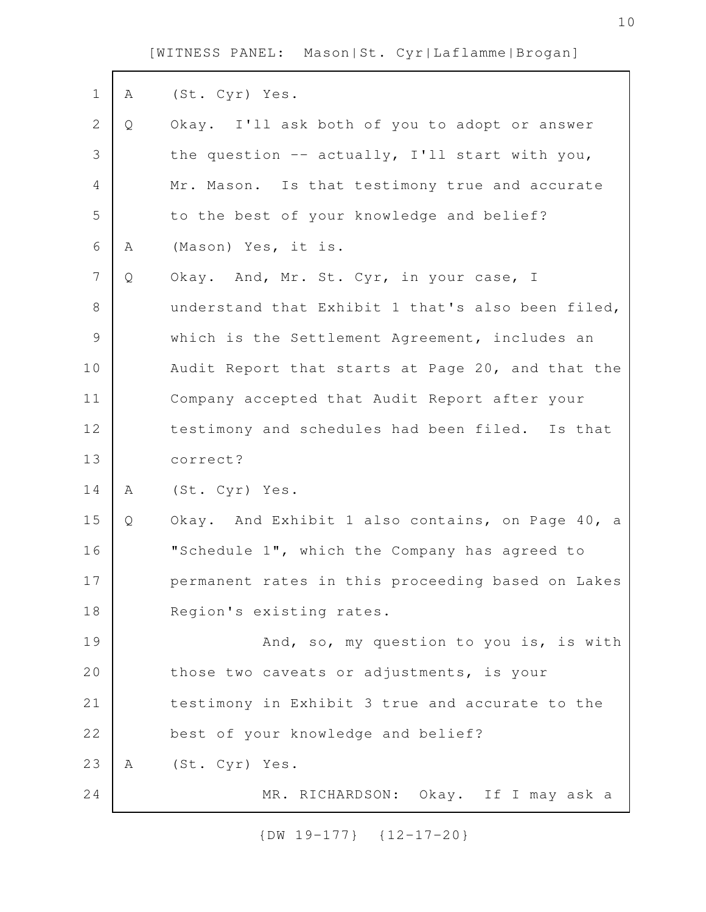A (St. Cyr) Yes.

Q Okay. I'll ask both of you to adopt or answer the question -- actually, I'll start with you, Mr. Mason. Is that testimony true and accurate to the best of your knowledge and belief?

A (Mason) Yes, it is.

Q Okay. And, Mr. St. Cyr, in your case, I understand that Exhibit 1 that's also been filed, which is the Settlement Agreement, includes an Audit Report that starts at Page 20, and that the Company accepted that Audit Report after your testimony and schedules had been filed. Is that correct?

A (St. Cyr) Yes.

Q Okay. And Exhibit 1 also contains, on Page 40, a "Schedule 1", which the Company has agreed to permanent rates in this proceeding based on Lakes Region's existing rates.

And, so, my question to you is, is with those two caveats or adjustments, is your testimony in Exhibit 3 true and accurate to the best of your knowledge and belief?

A (St. Cyr) Yes.

MR. RICHARDSON: Okay. If I may ask a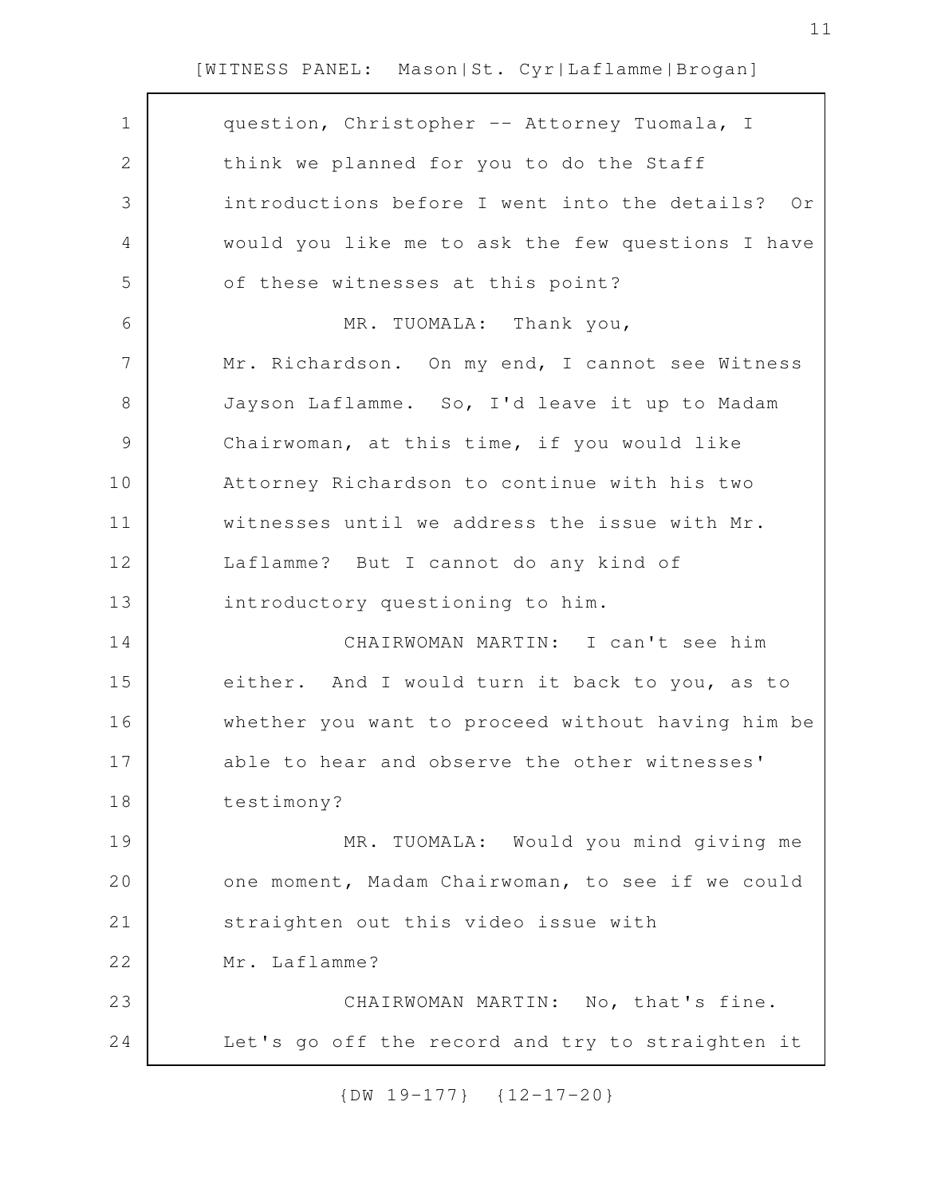question, Christopher -- Attorney Tuomala, I think we planned for you to do the Staff introductions before I went into the details? Or would you like me to ask the few questions I have of these witnesses at this point?

MR. TUOMALA: Thank you, Mr. Richardson. On my end, I cannot see Witness Jayson Laflamme. So, I'd leave it up to Madam Chairwoman, at this time, if you would like Attorney Richardson to continue with his two witnesses until we address the issue with Mr. Laflamme? But I cannot do any kind of introductory questioning to him.

CHAIRWOMAN MARTIN: I can't see him either. And I would turn it back to you, as to whether you want to proceed without having him be able to hear and observe the other witnesses' testimony?

MR. TUOMALA: Would you mind giving me one moment, Madam Chairwoman, to see if we could straighten out this video issue with Mr. Laflamme?

CHAIRWOMAN MARTIN: No, that's fine. Let's go off the record and try to straighten it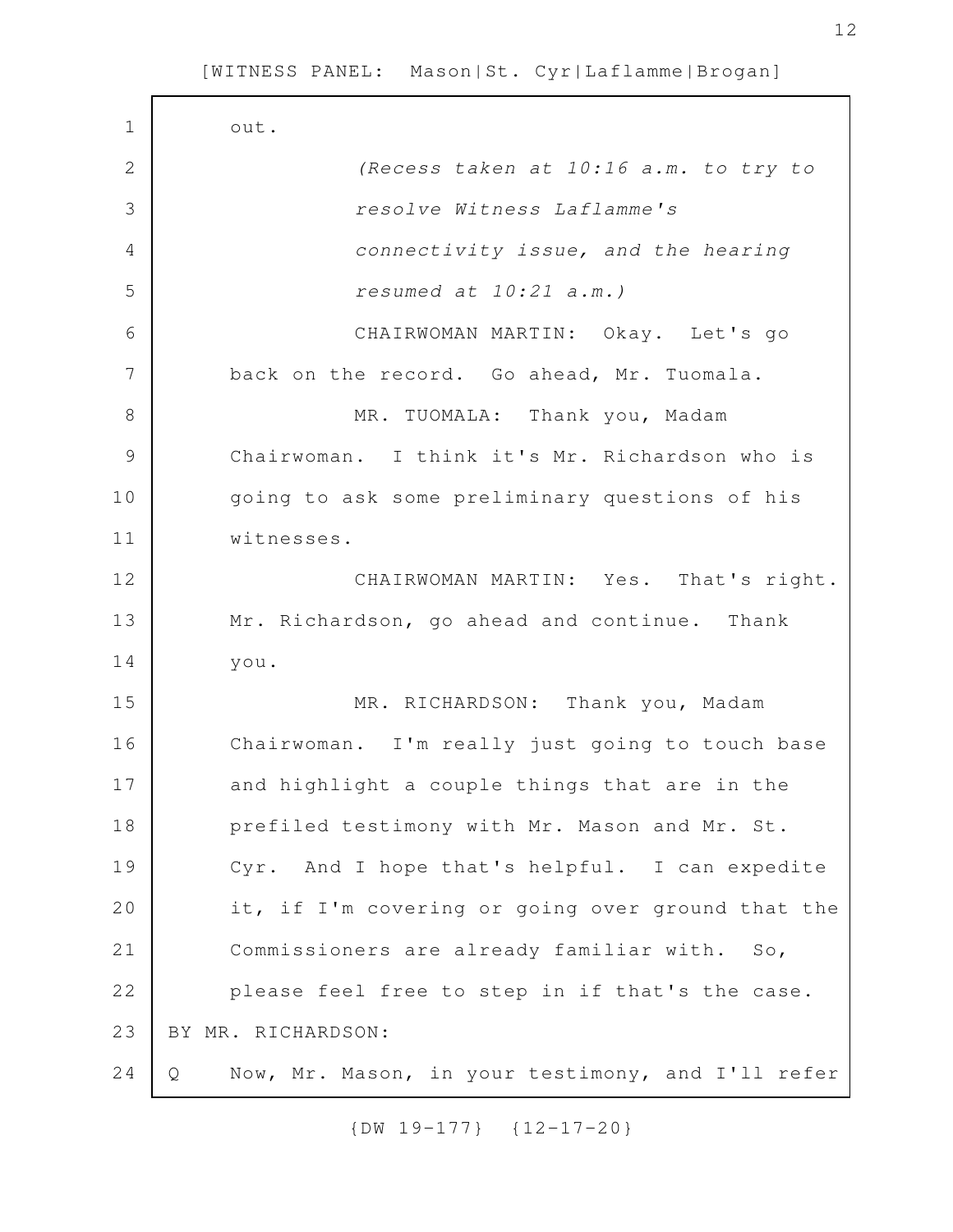out.

*(Recess taken at 10:16 a.m. to try to resolve Witness Laflamme's connectivity issue, and the hearing resumed at 10:21 a.m.)*

CHAIRWOMAN MARTIN: Okay. Let's go back on the record. Go ahead, Mr. Tuomala.

MR. TUOMALA: Thank you, Madam Chairwoman. I think it's Mr. Richardson who is going to ask some preliminary questions of his witnesses.

CHAIRWOMAN MARTIN: Yes. That's right. Mr. Richardson, go ahead and continue. Thank you.

MR. RICHARDSON: Thank you, Madam Chairwoman. I'm really just going to touch base and highlight a couple things that are in the prefiled testimony with Mr. Mason and Mr. St. Cyr. And I hope that's helpful. I can expedite it, if I'm covering or going over ground that the Commissioners are already familiar with. So, please feel free to step in if that's the case.

BY MR. RICHARDSON:

Q Now, Mr. Mason, in your testimony, and I'll refer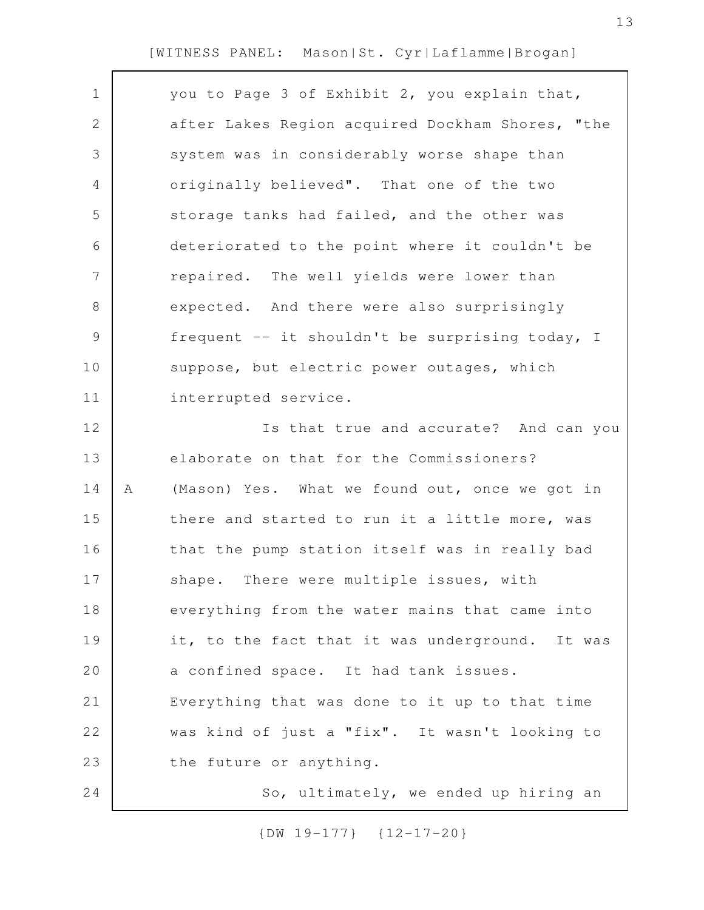you to Page 3 of Exhibit 2, you explain that, after Lakes Region acquired Dockham Shores, "the system was in considerably worse shape than originally believed". That one of the two storage tanks had failed, and the other was deteriorated to the point where it couldn't be repaired. The well yields were lower than expected. And there were also surprisingly frequent -- it shouldn't be surprising today, I suppose, but electric power outages, which interrupted service.

Is that true and accurate? And can you elaborate on that for the Commissioners?

A (Mason) Yes. What we found out, once we got in there and started to run it a little more, was that the pump station itself was in really bad shape. There were multiple issues, with everything from the water mains that came into it, to the fact that it was underground. It was a confined space. It had tank issues. Everything that was done to it up to that time was kind of just a "fix". It wasn't looking to the future or anything.

So, ultimately, we ended up hiring an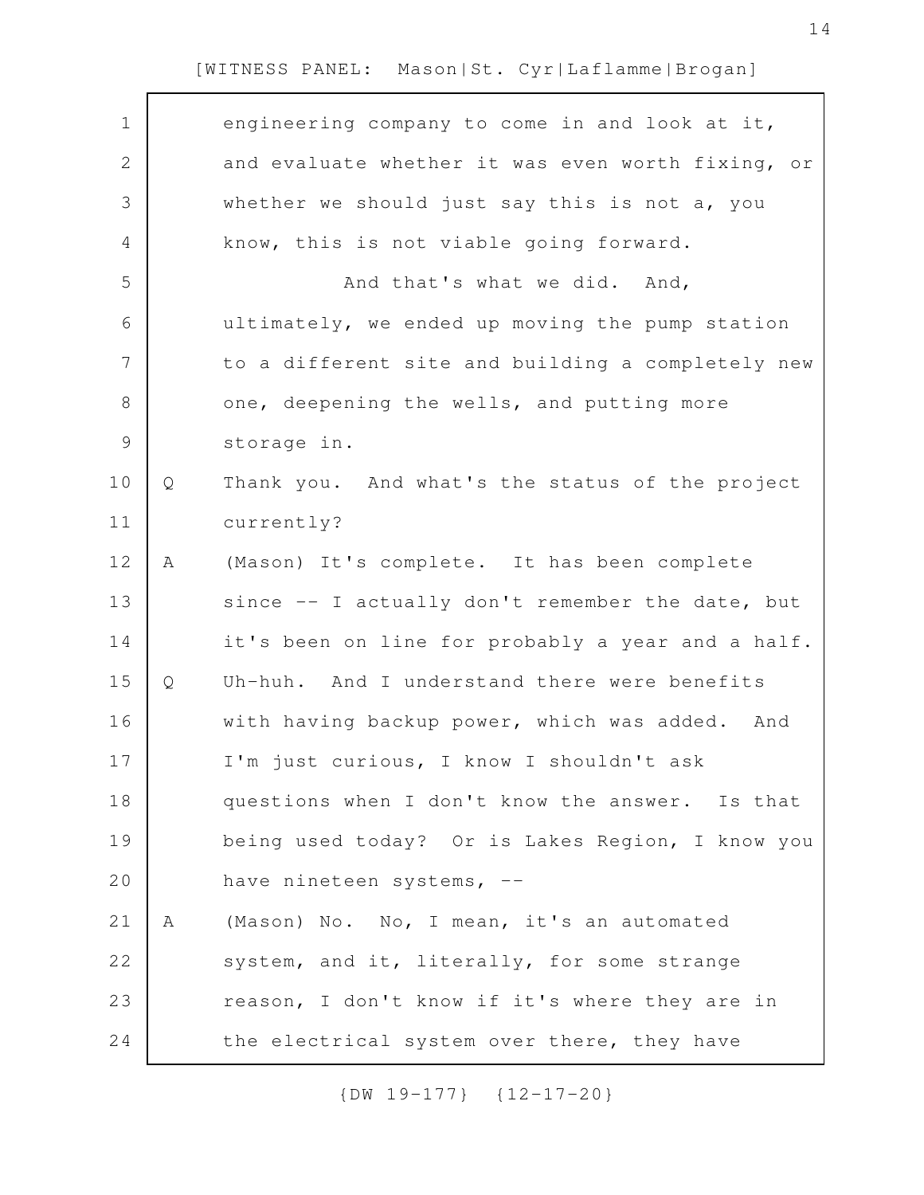engineering company to come in and look at it, and evaluate whether it was even worth fixing, or whether we should just say this is not a, you know, this is not viable going forward.

And that's what we did. And, ultimately, we ended up moving the pump station to a different site and building a completely new one, deepening the wells, and putting more storage in.

Q Thank you. And what's the status of the project currently?

A (Mason) It's complete. It has been complete since -- I actually don't remember the date, but it's been on line for probably a year and a half.

Q Uh-huh. And I understand there were benefits with having backup power, which was added. And I'm just curious, I know I shouldn't ask questions when I don't know the answer. Is that being used today? Or is Lakes Region, I know you have nineteen systems, --

A (Mason) No. No, I mean, it's an automated system, and it, literally, for some strange reason, I don't know if it's where they are in the electrical system over there, they have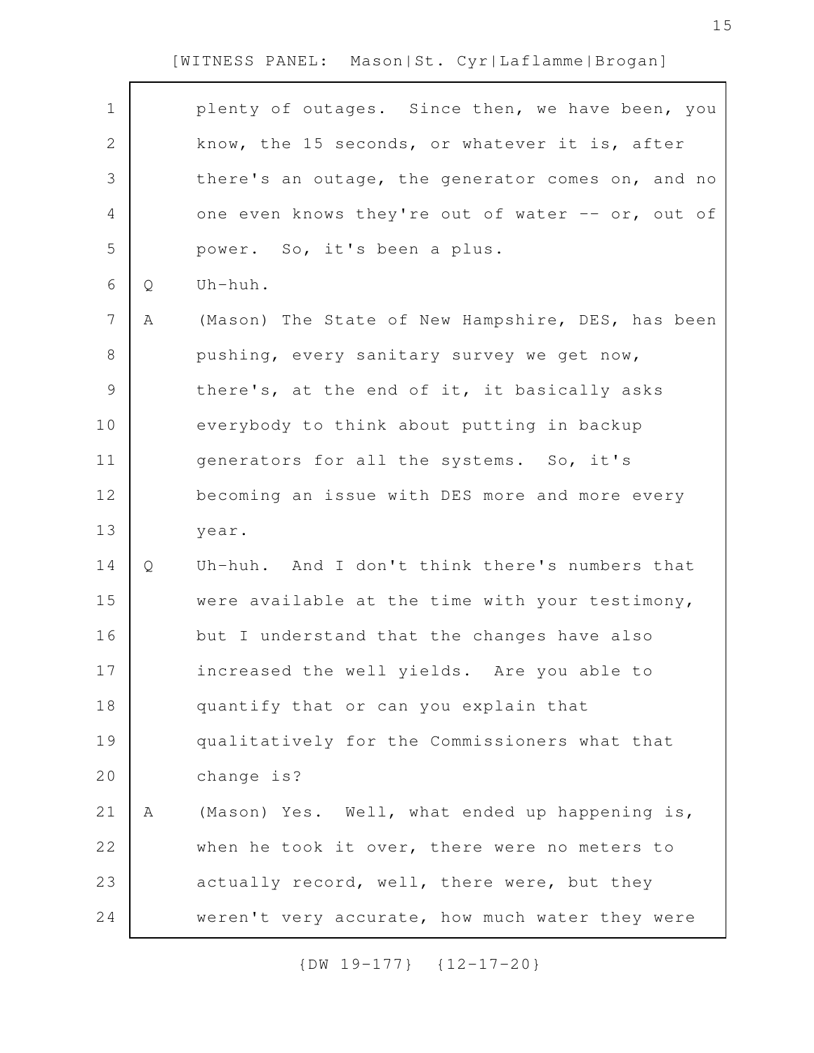plenty of outages. Since then, we have been, you know, the 15 seconds, or whatever it is, after there's an outage, the generator comes on, and no one even knows they're out of water -- or, out of power. So, it's been a plus.

Q Uh-huh.

A (Mason) The State of New Hampshire, DES, has been pushing, every sanitary survey we get now, there's, at the end of it, it basically asks everybody to think about putting in backup generators for all the systems. So, it's becoming an issue with DES more and more every year.

Q Uh-huh. And I don't think there's numbers that were available at the time with your testimony, but I understand that the changes have also increased the well yields. Are you able to quantify that or can you explain that qualitatively for the Commissioners what that change is?

A (Mason) Yes. Well, what ended up happening is, when he took it over, there were no meters to actually record, well, there were, but they weren't very accurate, how much water they were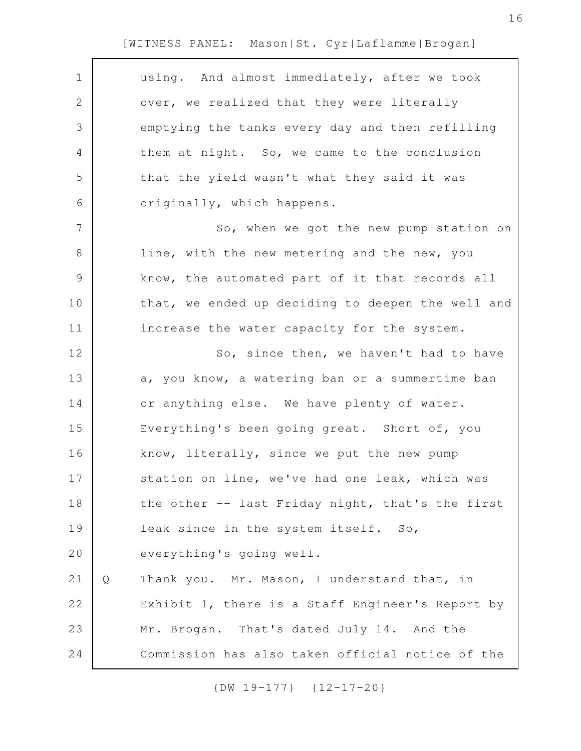using. And almost immediately, after we took over, we realized that they were literally emptying the tanks every day and then refilling them at night. So, we came to the conclusion that the yield wasn't what they said it was originally, which happens.

So, when we got the new pump station on line, with the new metering and the new, you know, the automated part of it that records all that, we ended up deciding to deepen the well and increase the water capacity for the system.

So, since then, we haven't had to have a, you know, a watering ban or a summertime ban or anything else. We have plenty of water. Everything's been going great. Short of, you know, literally, since we put the new pump station on line, we've had one leak, which was the other -- last Friday night, that's the first leak since in the system itself. So, everything's going well.

Q Thank you. Mr. Mason, I understand that, in Exhibit 1, there is a Staff Engineer's Report by Mr. Brogan. That's dated July 14. And the Commission has also taken official notice of the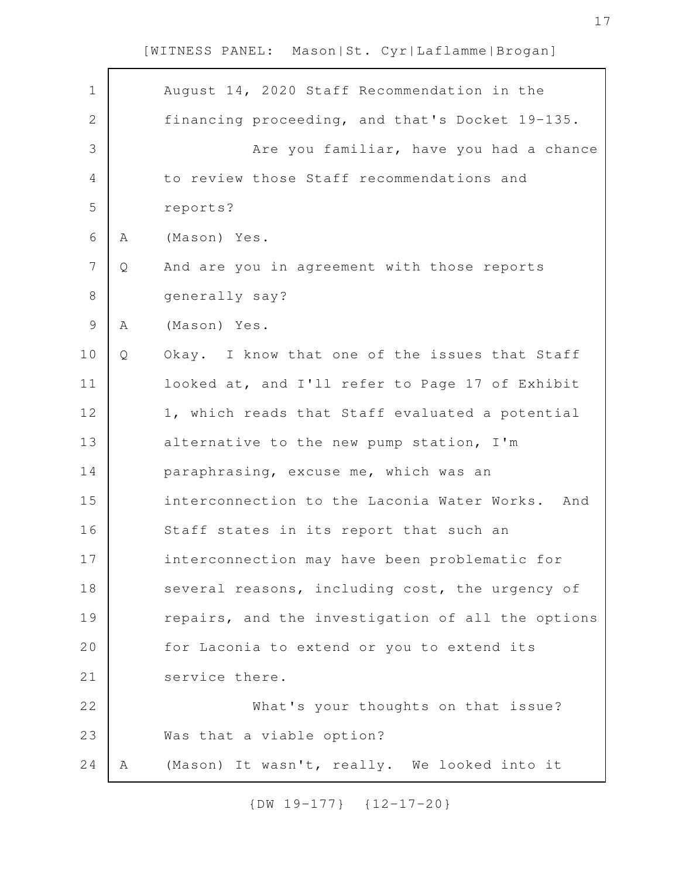August 14, 2020 Staff Recommendation in the financing proceeding, and that's Docket 19-135.

Are you familiar, have you had a chance to review those Staff recommendations and reports?

A (Mason) Yes.

Q And are you in agreement with those reports generally say?

A (Mason) Yes.

Q Okay. I know that one of the issues that Staff looked at, and I'll refer to Page 17 of Exhibit 1, which reads that Staff evaluated a potential alternative to the new pump station, I'm paraphrasing, excuse me, which was an interconnection to the Laconia Water Works. And Staff states in its report that such an interconnection may have been problematic for several reasons, including cost, the urgency of repairs, and the investigation of all the options for Laconia to extend or you to extend its service there.

What's your thoughts on that issue? Was that a viable option?

A (Mason) It wasn't, really. We looked into it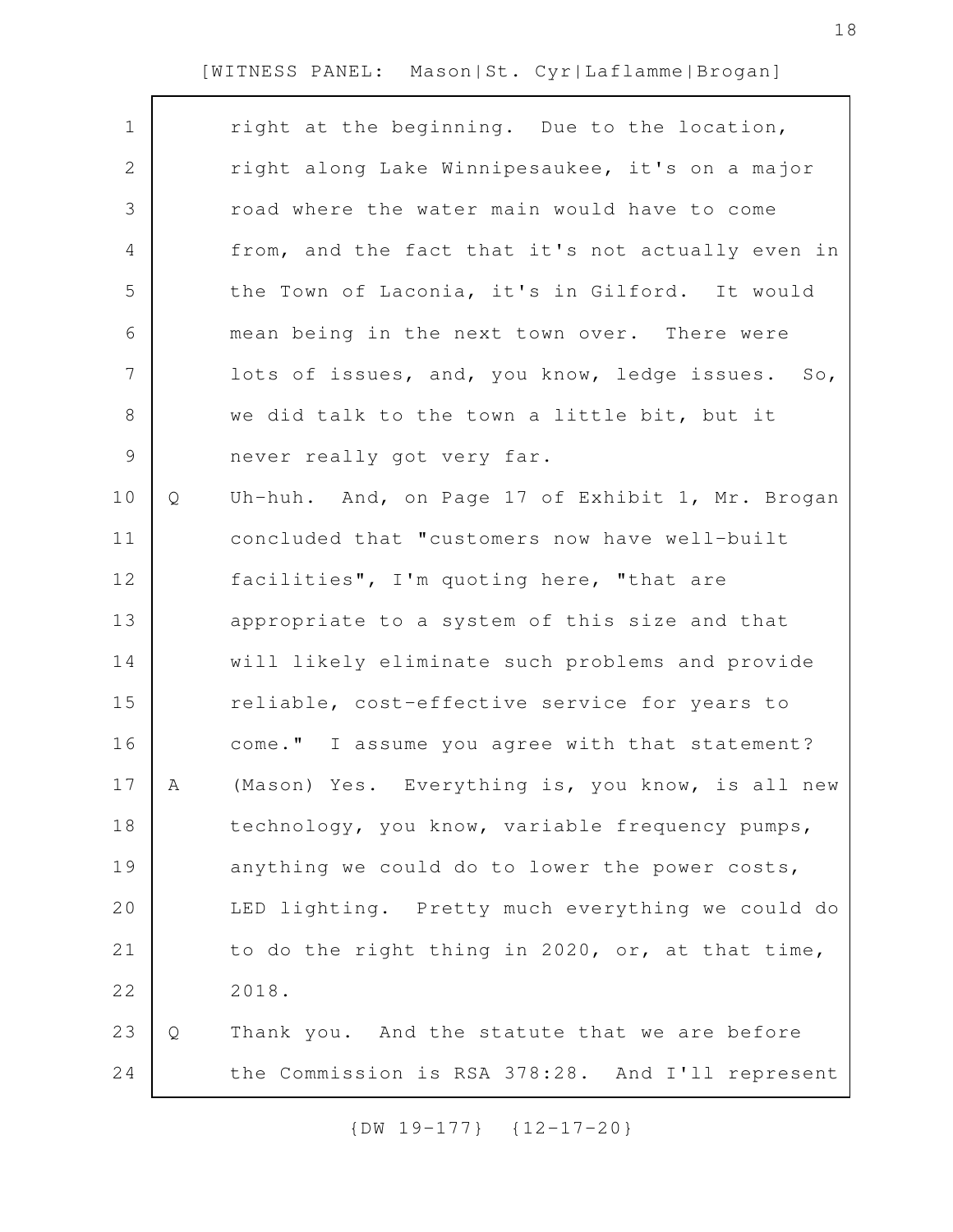right at the beginning. Due to the location, right along Lake Winnipesaukee, it's on a major road where the water main would have to come from, and the fact that it's not actually even in the Town of Laconia, it's in Gilford. It would mean being in the next town over. There were lots of issues, and, you know, ledge issues. So, we did talk to the town a little bit, but it never really got very far.

Q Uh-huh. And, on Page 17 of Exhibit 1, Mr. Brogan concluded that "customers now have well-built facilities", I'm quoting here, "that are appropriate to a system of this size and that will likely eliminate such problems and provide reliable, cost-effective service for years to come." I assume you agree with that statement?

A (Mason) Yes. Everything is, you know, is all new technology, you know, variable frequency pumps, anything we could do to lower the power costs, LED lighting. Pretty much everything we could do to do the right thing in 2020, or, at that time, 2018.

Q Thank you. And the statute that we are before the Commission is RSA 378:28. And I'll represent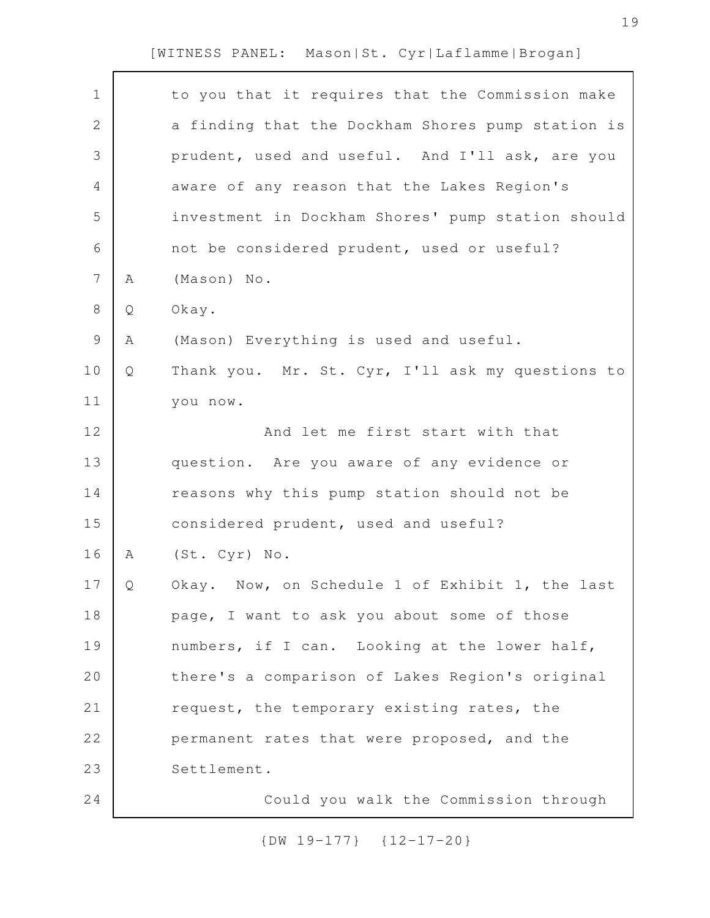to you that it requires that the Commission make a finding that the Dockham Shores pump station is prudent, used and useful. And I'll ask, are you aware of any reason that the Lakes Region's investment in Dockham Shores' pump station should not be considered prudent, used or useful?

A (Mason) No.

Q Okay.

A (Mason) Everything is used and useful.

Q Thank you. Mr. St. Cyr, I'll ask my questions to you now.

And let me first start with that question. Are you aware of any evidence or reasons why this pump station should not be considered prudent, used and useful?

A (St. Cyr) No.

Q Okay. Now, on Schedule 1 of Exhibit 1, the last page, I want to ask you about some of those numbers, if I can. Looking at the lower half, there's a comparison of Lakes Region's original request, the temporary existing rates, the permanent rates that were proposed, and the Settlement.

Could you walk the Commission through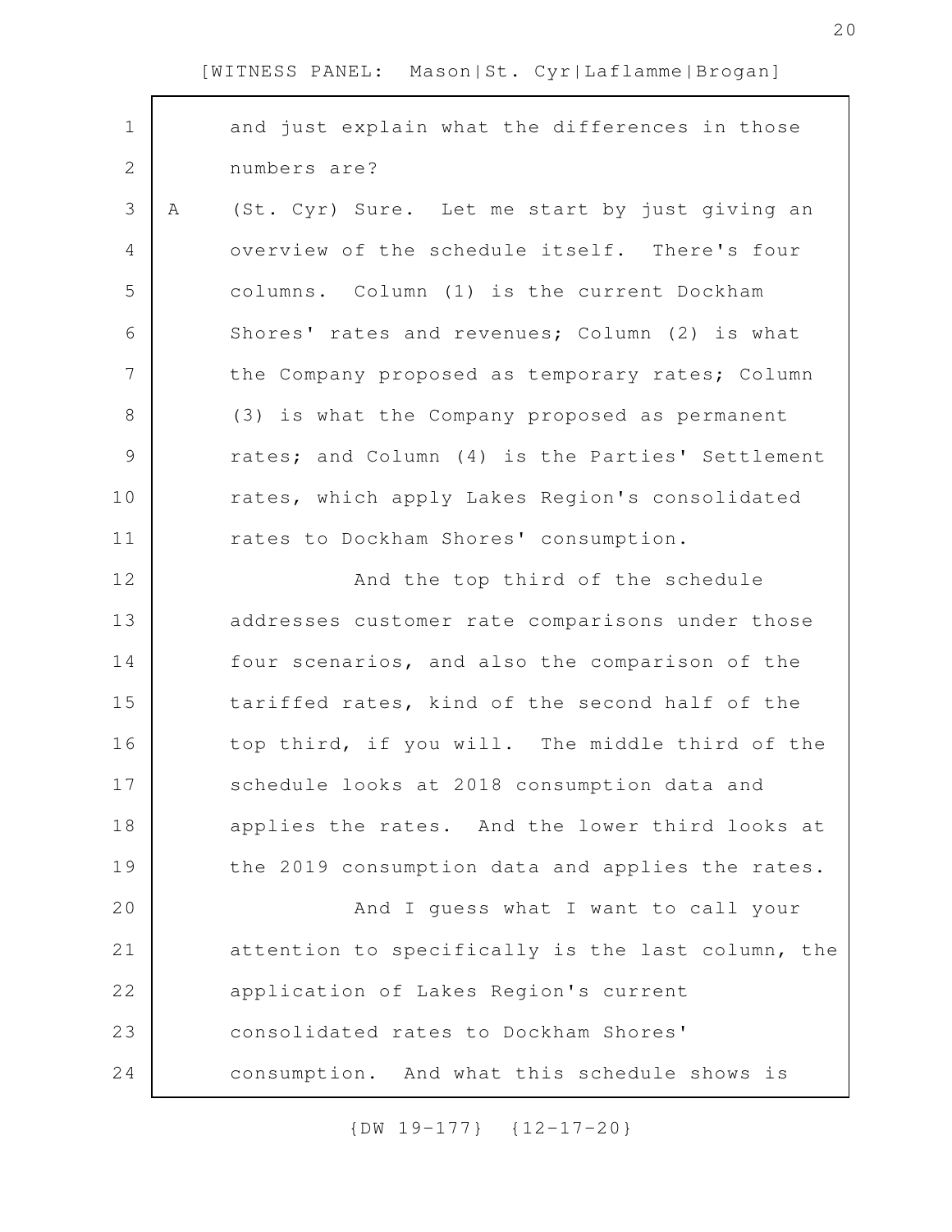and just explain what the differences in those numbers are?

A (St. Cyr) Sure. Let me start by just giving an overview of the schedule itself. There's four columns. Column (1) is the current Dockham Shores' rates and revenues; Column (2) is what the Company proposed as temporary rates; Column (3) is what the Company proposed as permanent rates; and Column (4) is the Parties' Settlement rates, which apply Lakes Region's consolidated rates to Dockham Shores' consumption.

And the top third of the schedule addresses customer rate comparisons under those four scenarios, and also the comparison of the tariffed rates, kind of the second half of the top third, if you will. The middle third of the schedule looks at 2018 consumption data and applies the rates. And the lower third looks at the 2019 consumption data and applies the rates.

And I guess what I want to call your attention to specifically is the last column, the application of Lakes Region's current consolidated rates to Dockham Shores' consumption. And what this schedule shows is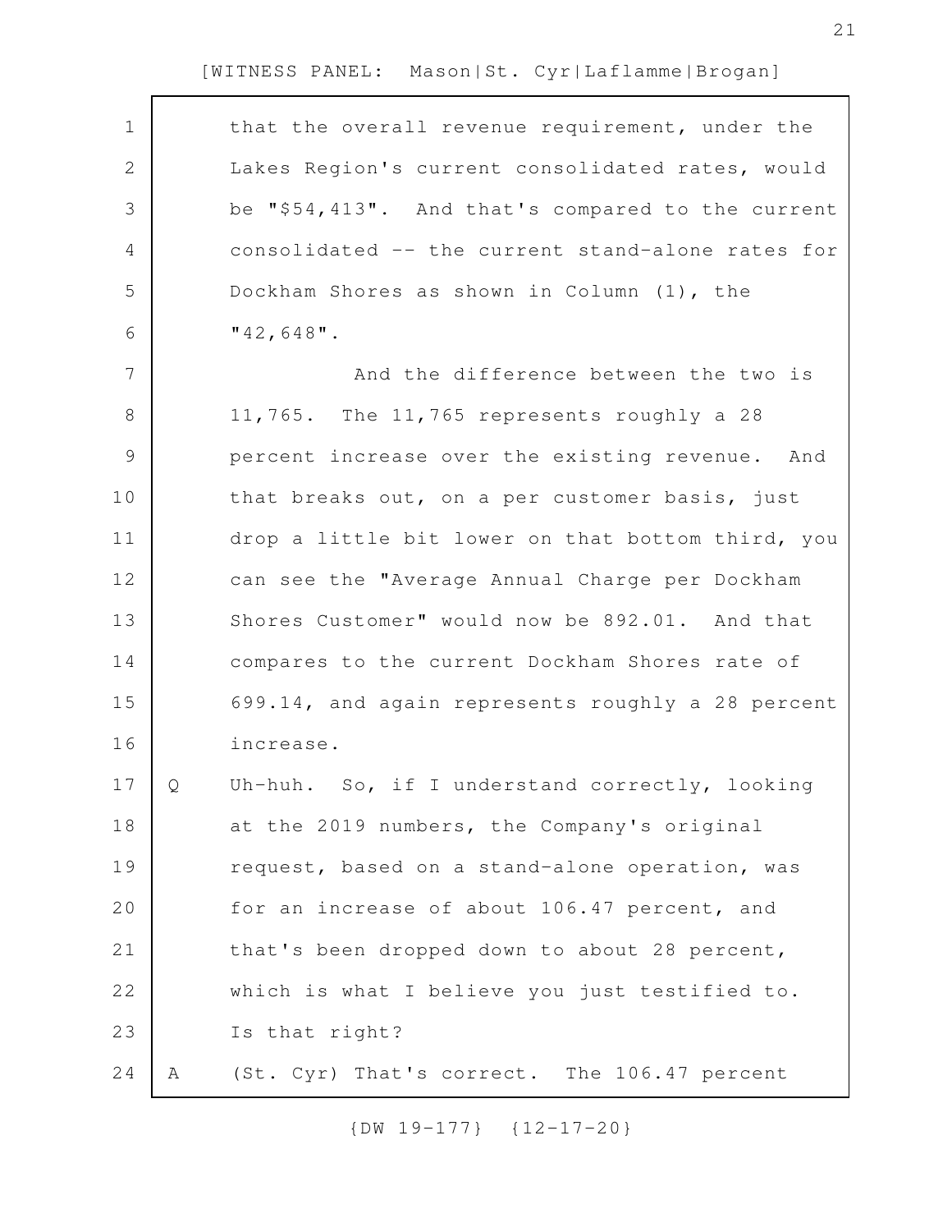that the overall revenue requirement, under the Lakes Region's current consolidated rates, would be "$54,413". And that's compared to the current consolidated -- the current stand-alone rates for Dockham Shores as shown in Column (1), the "42,648".

And the difference between the two is 11,765. The 11,765 represents roughly a 28 percent increase over the existing revenue. And that breaks out, on a per customer basis, just drop a little bit lower on that bottom third, you can see the "Average Annual Charge per Dockham Shores Customer" would now be 892.01. And that compares to the current Dockham Shores rate of 699.14, and again represents roughly a 28 percent increase.

Q Uh-huh. So, if I understand correctly, looking at the 2019 numbers, the Company's original request, based on a stand-alone operation, was for an increase of about 106.47 percent, and that's been dropped down to about 28 percent, which is what I believe you just testified to. Is that right?

A (St. Cyr) That's correct. The 106.47 percent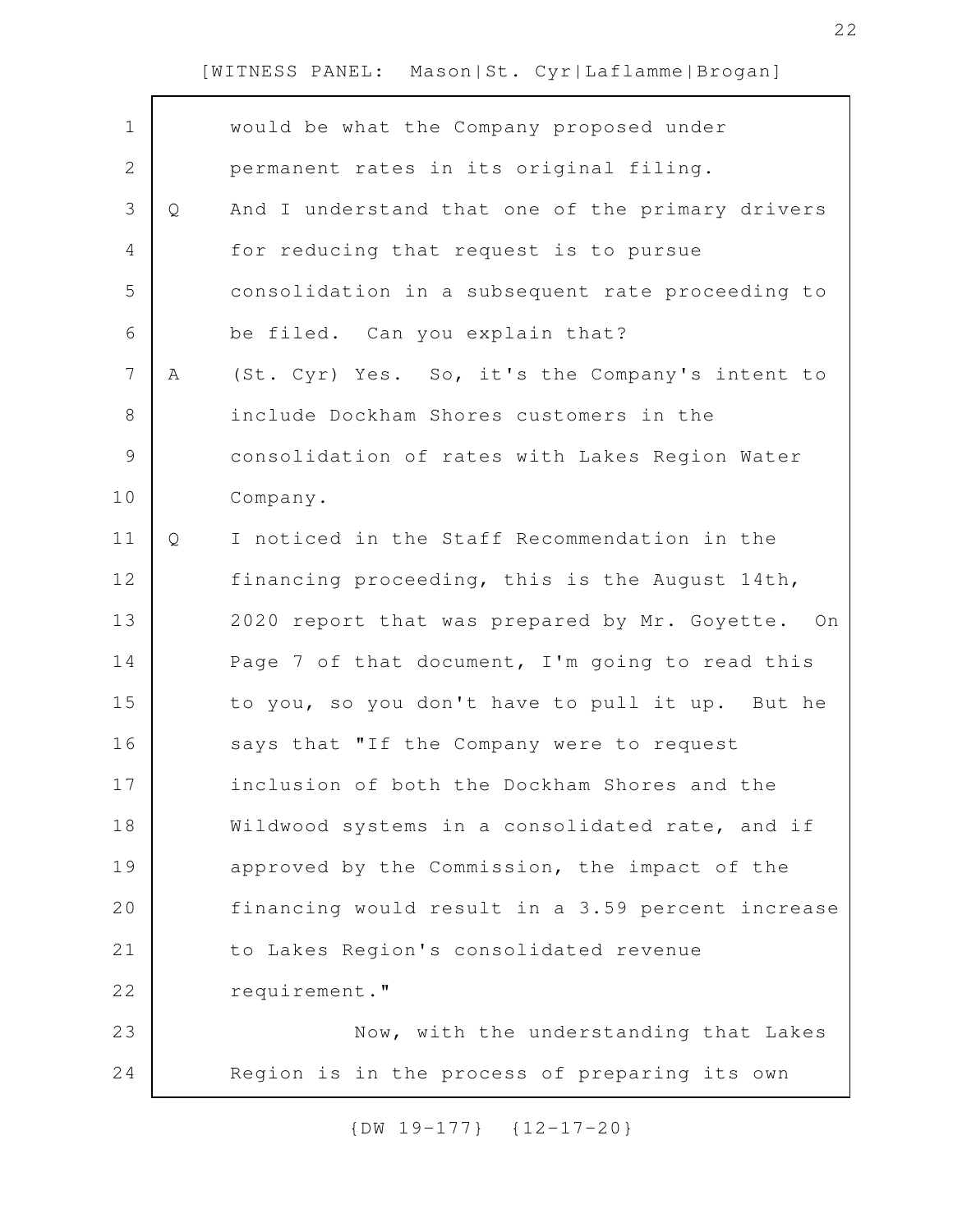would be what the Company proposed under permanent rates in its original filing.

Q And I understand that one of the primary drivers for reducing that request is to pursue consolidation in a subsequent rate proceeding to be filed. Can you explain that?

A (St. Cyr) Yes. So, it's the Company's intent to include Dockham Shores customers in the consolidation of rates with Lakes Region Water Company.

Q I noticed in the Staff Recommendation in the financing proceeding, this is the August 14th, 2020 report that was prepared by Mr. Goyette. On Page 7 of that document, I'm going to read this to you, so you don't have to pull it up. But he says that "If the Company were to request inclusion of both the Dockham Shores and the Wildwood systems in a consolidated rate, and if approved by the Commission, the impact of the financing would result in a 3.59 percent increase to Lakes Region's consolidated revenue requirement."

Now, with the understanding that Lakes Region is in the process of preparing its own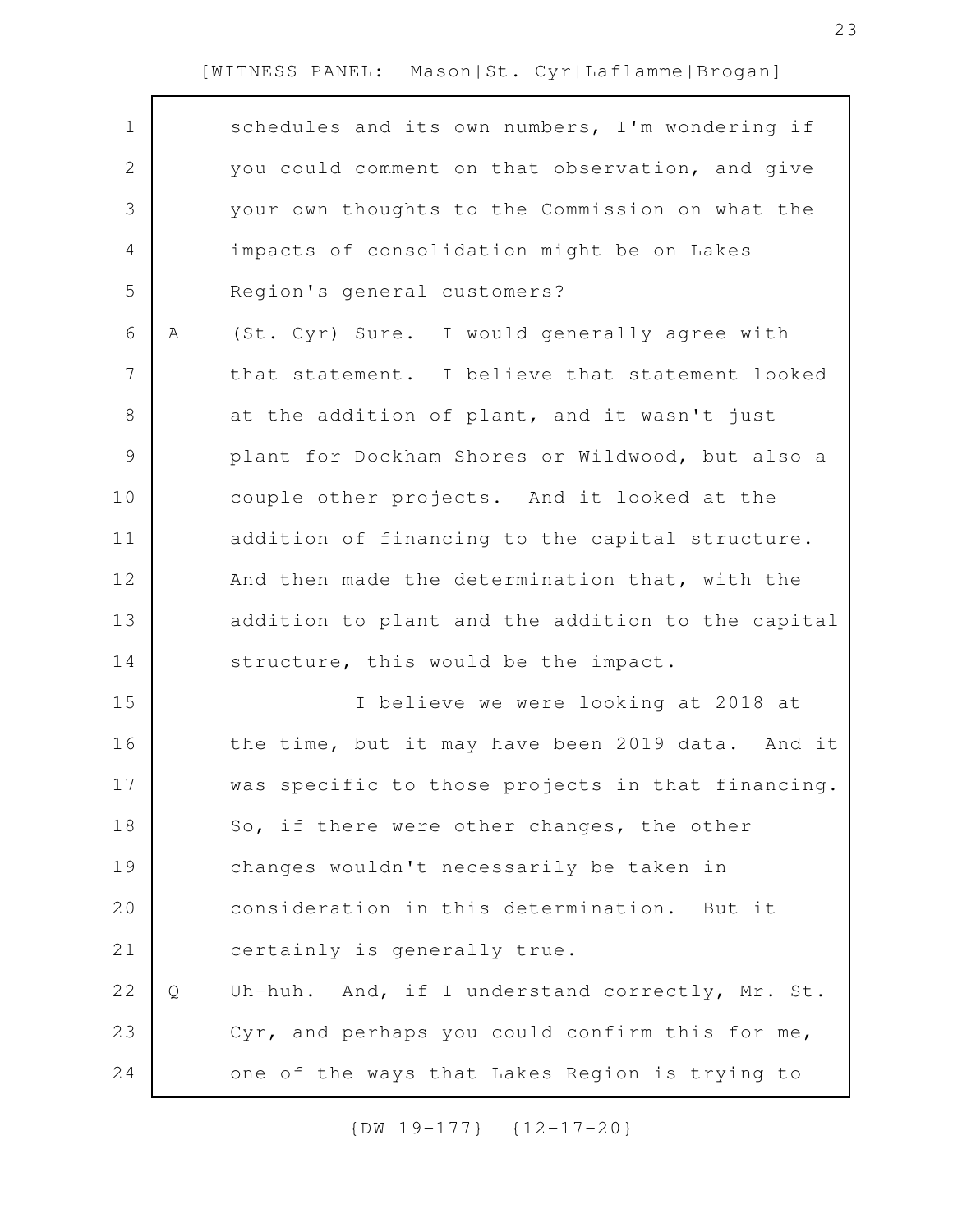schedules and its own numbers, I'm wondering if you could comment on that observation, and give your own thoughts to the Commission on what the impacts of consolidation might be on Lakes Region's general customers?

A (St. Cyr) Sure. I would generally agree with that statement. I believe that statement looked at the addition of plant, and it wasn't just plant for Dockham Shores or Wildwood, but also a couple other projects. And it looked at the addition of financing to the capital structure. And then made the determination that, with the addition to plant and the addition to the capital structure, this would be the impact.

I believe we were looking at 2018 at the time, but it may have been 2019 data. And it was specific to those projects in that financing. So, if there were other changes, the other changes wouldn't necessarily be taken in consideration in this determination. But it certainly is generally true.

Q Uh-huh. And, if I understand correctly, Mr. St. Cyr, and perhaps you could confirm this for me, one of the ways that Lakes Region is trying to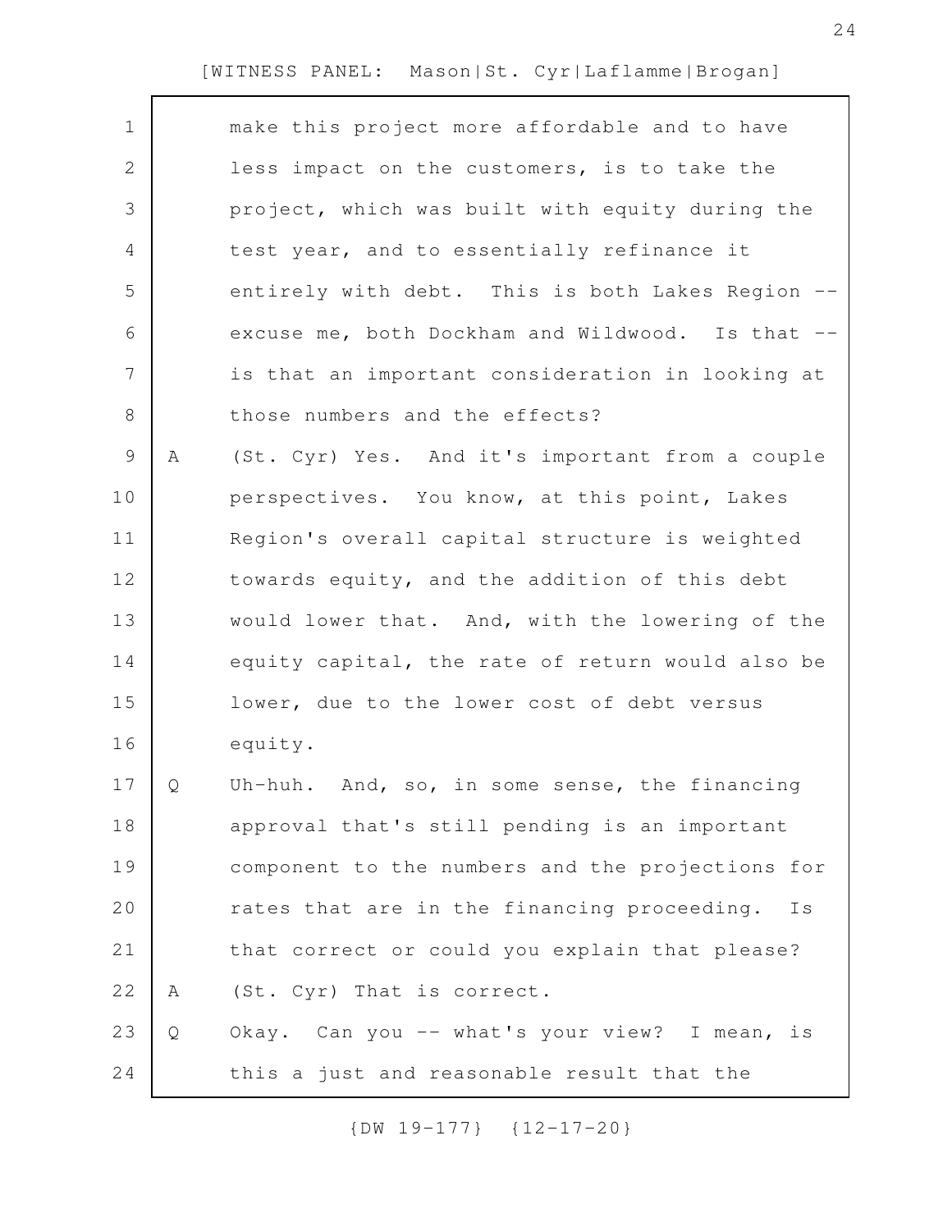make this project more affordable and to have less impact on the customers, is to take the project, which was built with equity during the test year, and to essentially refinance it entirely with debt. This is both Lakes Region -- excuse me, both Dockham and Wildwood. Is that -- is that an important consideration in looking at those numbers and the effects?

A (St. Cyr) Yes. And it's important from a couple perspectives. You know, at this point, Lakes Region's overall capital structure is weighted towards equity, and the addition of this debt would lower that. And, with the lowering of the equity capital, the rate of return would also be lower, due to the lower cost of debt versus equity.

Q Uh-huh. And, so, in some sense, the financing approval that's still pending is an important component to the numbers and the projections for rates that are in the financing proceeding. Is that correct or could you explain that please?

A (St. Cyr) That is correct.

Q Okay. Can you -- what's your view? I mean, is this a just and reasonable result that the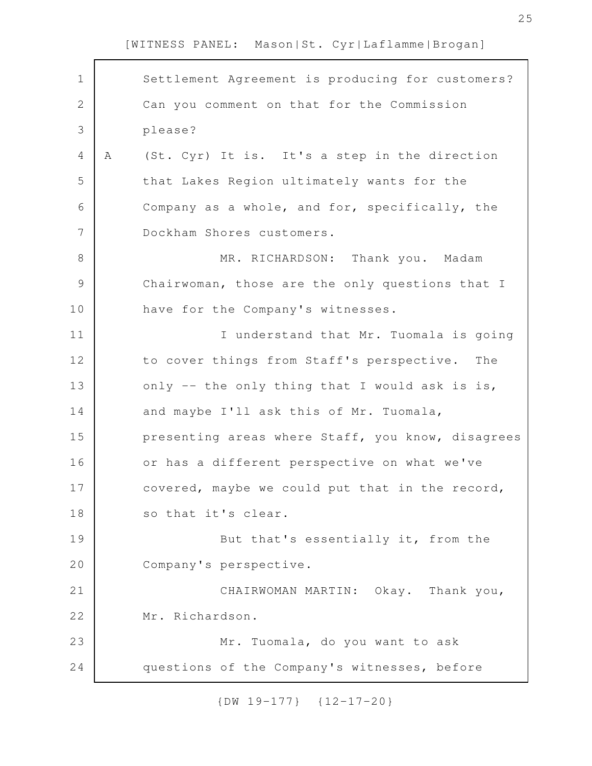Settlement Agreement is producing for customers? Can you comment on that for the Commission please?

A (St. Cyr) It is. It's a step in the direction that Lakes Region ultimately wants for the Company as a whole, and for, specifically, the Dockham Shores customers.

MR. RICHARDSON: Thank you. Madam Chairwoman, those are the only questions that I have for the Company's witnesses.

I understand that Mr. Tuomala is going to cover things from Staff's perspective. The only -- the only thing that I would ask is is, and maybe I'll ask this of Mr. Tuomala, presenting areas where Staff, you know, disagrees or has a different perspective on what we've covered, maybe we could put that in the record, so that it's clear.

But that's essentially it, from the Company's perspective.

CHAIRWOMAN MARTIN: Okay. Thank you, Mr. Richardson.

Mr. Tuomala, do you want to ask questions of the Company's witnesses, before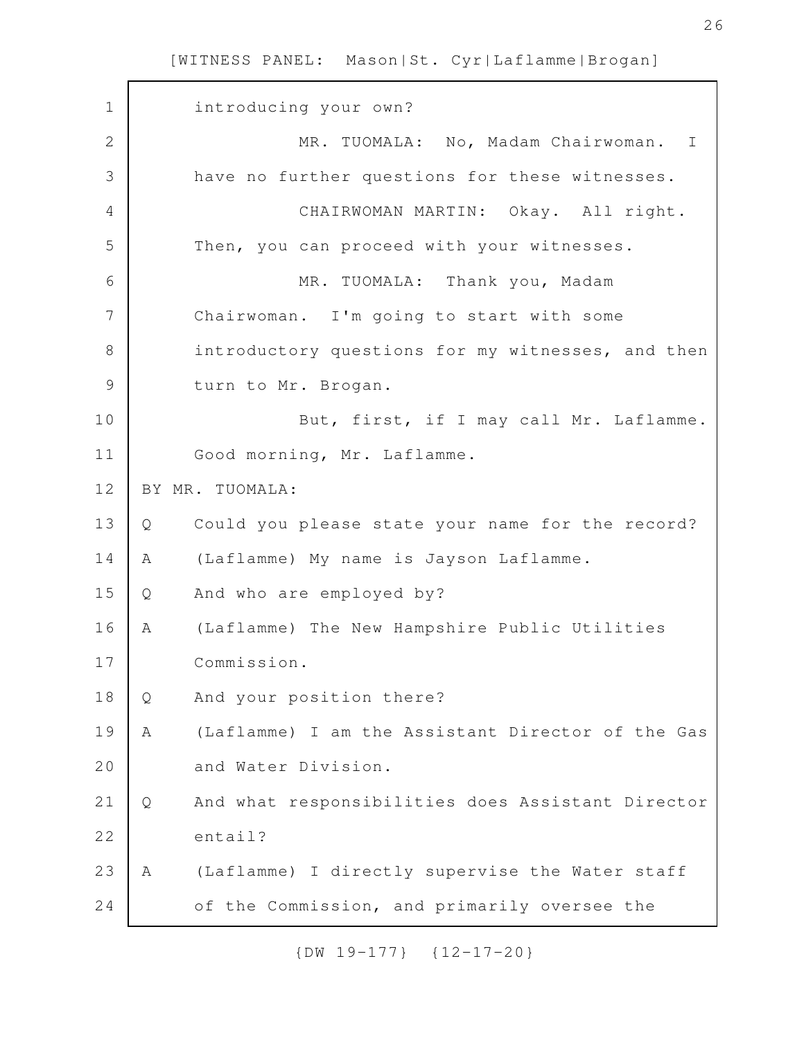introducing your own?

MR. TUOMALA: No, Madam Chairwoman. I have no further questions for these witnesses.

CHAIRWOMAN MARTIN: Okay. All right. Then, you can proceed with your witnesses.

MR. TUOMALA: Thank you, Madam Chairwoman. I'm going to start with some introductory questions for my witnesses, and then turn to Mr. Brogan.

But, first, if I may call Mr. Laflamme. Good morning, Mr. Laflamme.

BY MR. TUOMALA:

Q Could you please state your name for the record?

A (Laflamme) My name is Jayson Laflamme.

Q And who are employed by?

A (Laflamme) The New Hampshire Public Utilities Commission.

Q And your position there?

A (Laflamme) I am the Assistant Director of the Gas and Water Division.

Q And what responsibilities does Assistant Director entail?

A (Laflamme) I directly supervise the Water staff of the Commission, and primarily oversee the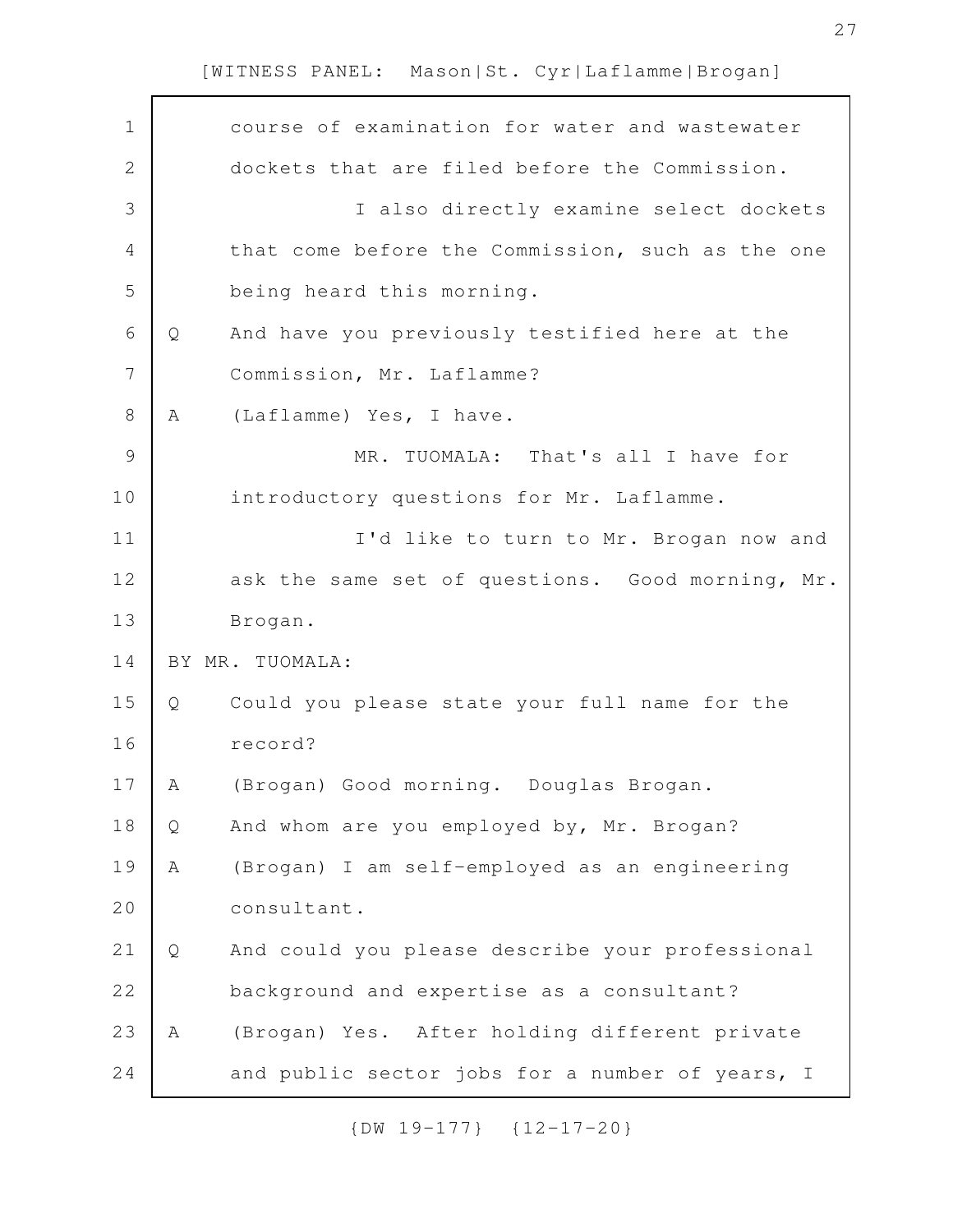course of examination for water and wastewater dockets that are filed before the Commission.

I also directly examine select dockets that come before the Commission, such as the one being heard this morning.

Q And have you previously testified here at the Commission, Mr. Laflamme?

A (Laflamme) Yes, I have.

MR. TUOMALA: That's all I have for introductory questions for Mr. Laflamme.

I'd like to turn to Mr. Brogan now and ask the same set of questions. Good morning, Mr. Brogan.

BY MR. TUOMALA:

Q Could you please state your full name for the record?

A (Brogan) Good morning. Douglas Brogan.

Q And whom are you employed by, Mr. Brogan?

A (Brogan) I am self-employed as an engineering consultant.

Q And could you please describe your professional background and expertise as a consultant?

A (Brogan) Yes. After holding different private and public sector jobs for a number of years, I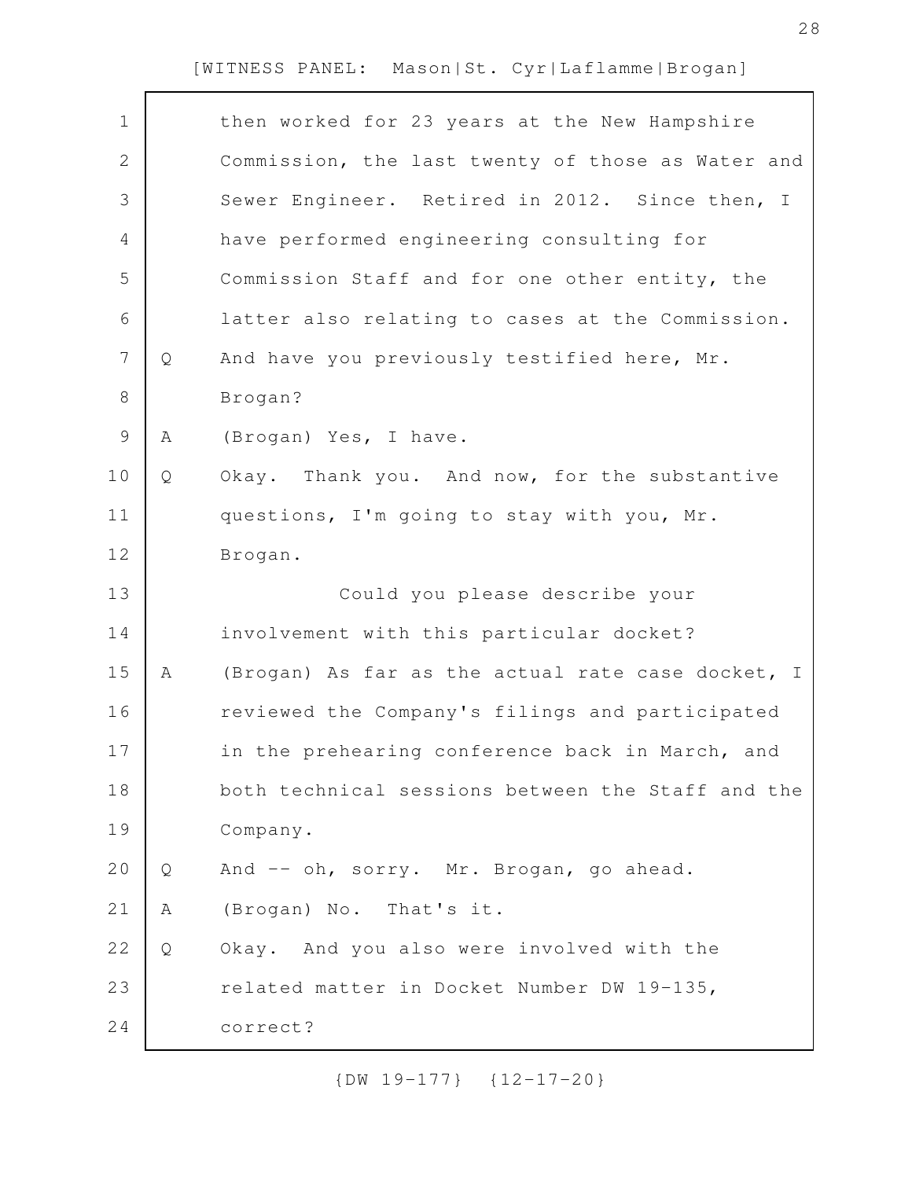then worked for 23 years at the New Hampshire Commission, the last twenty of those as Water and Sewer Engineer. Retired in 2012. Since then, I have performed engineering consulting for Commission Staff and for one other entity, the latter also relating to cases at the Commission.

Q And have you previously testified here, Mr. Brogan?

A (Brogan) Yes, I have.

Q Okay. Thank you. And now, for the substantive questions, I'm going to stay with you, Mr. Brogan.

Could you please describe your involvement with this particular docket?

A (Brogan) As far as the actual rate case docket, I reviewed the Company's filings and participated in the prehearing conference back in March, and both technical sessions between the Staff and the Company.

Q And -- oh, sorry. Mr. Brogan, go ahead.

A (Brogan) No. That's it.

Q Okay. And you also were involved with the related matter in Docket Number DW 19-135, correct?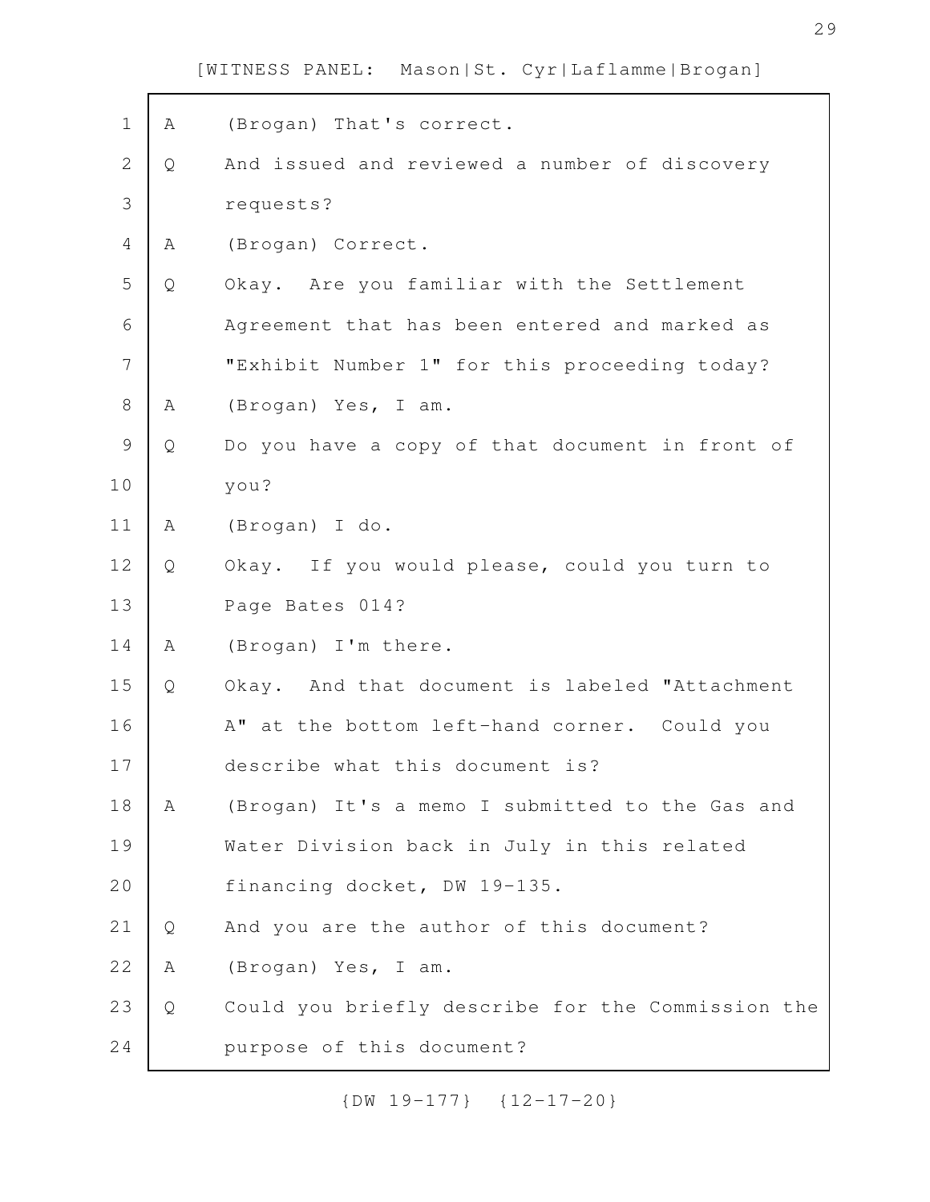A (Brogan) That's correct.

Q And issued and reviewed a number of discovery requests?

A (Brogan) Correct.

Q Okay. Are you familiar with the Settlement Agreement that has been entered and marked as "Exhibit Number 1" for this proceeding today?

A (Brogan) Yes, I am.

Q Do you have a copy of that document in front of you?

A (Brogan) I do.

Q Okay. If you would please, could you turn to Page Bates 014?

A (Brogan) I'm there.

Q Okay. And that document is labeled "Attachment A" at the bottom left-hand corner. Could you describe what this document is?

A (Brogan) It's a memo I submitted to the Gas and Water Division back in July in this related financing docket, DW 19-135.

Q And you are the author of this document?

A (Brogan) Yes, I am.

Q Could you briefly describe for the Commission the purpose of this document?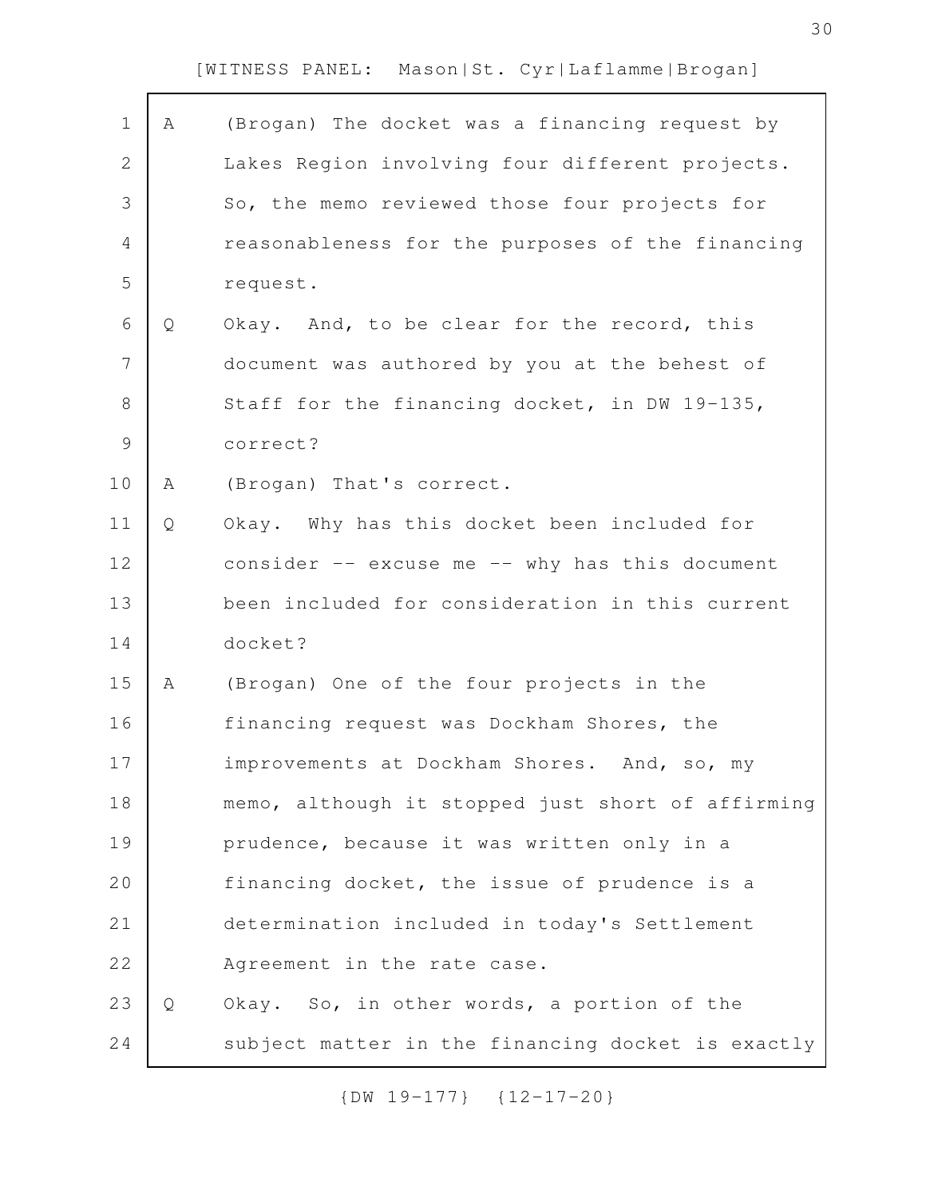A (Brogan) The docket was a financing request by Lakes Region involving four different projects. So, the memo reviewed those four projects for reasonableness for the purposes of the financing request.

Q Okay. And, to be clear for the record, this document was authored by you at the behest of Staff for the financing docket, in DW 19-135, correct?

A (Brogan) That's correct.

Q Okay. Why has this docket been included for consider -- excuse me -- why has this document been included for consideration in this current docket?

A (Brogan) One of the four projects in the financing request was Dockham Shores, the improvements at Dockham Shores. And, so, my memo, although it stopped just short of affirming prudence, because it was written only in a financing docket, the issue of prudence is a determination included in today's Settlement Agreement in the rate case.

Q Okay. So, in other words, a portion of the subject matter in the financing docket is exactly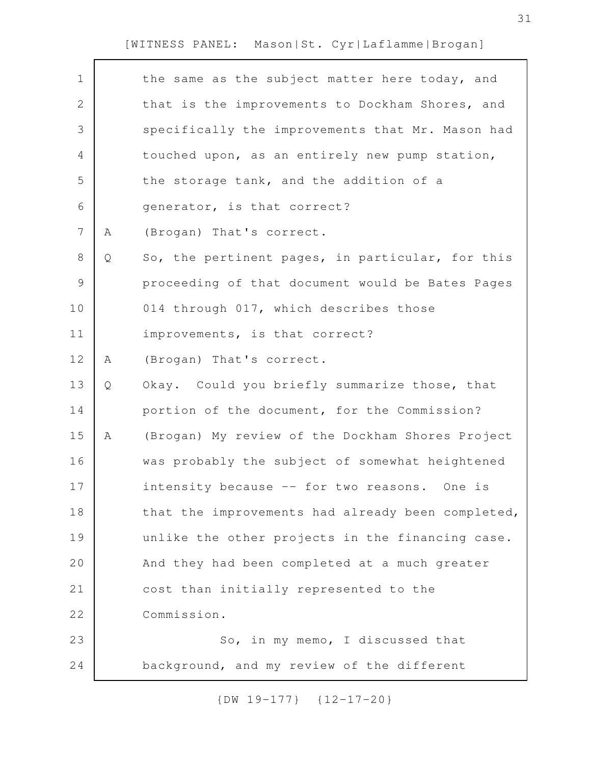the same as the subject matter here today, and that is the improvements to Dockham Shores, and specifically the improvements that Mr. Mason had touched upon, as an entirely new pump station, the storage tank, and the addition of a generator, is that correct?

A (Brogan) That's correct.

Q So, the pertinent pages, in particular, for this proceeding of that document would be Bates Pages 014 through 017, which describes those improvements, is that correct?

A (Brogan) That's correct.

Q Okay. Could you briefly summarize those, that portion of the document, for the Commission?

A (Brogan) My review of the Dockham Shores Project was probably the subject of somewhat heightened intensity because -- for two reasons. One is that the improvements had already been completed, unlike the other projects in the financing case. And they had been completed at a much greater cost than initially represented to the Commission.

So, in my memo, I discussed that background, and my review of the different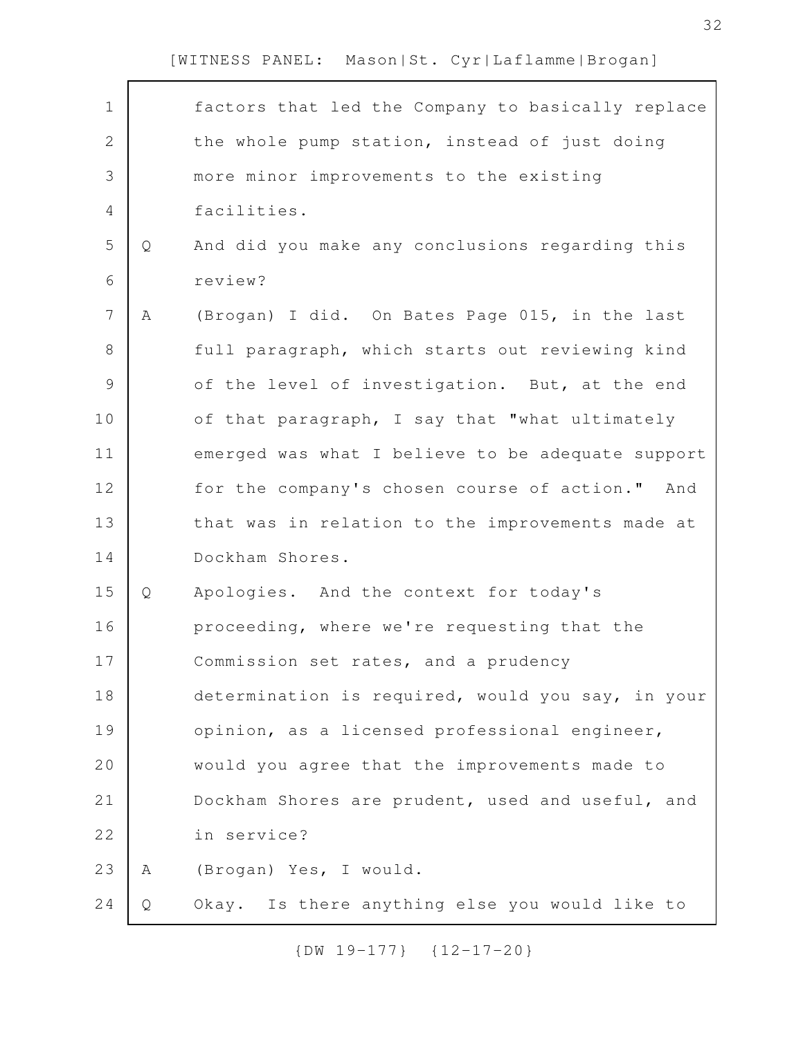factors that led the Company to basically replace the whole pump station, instead of just doing more minor improvements to the existing facilities.

Q And did you make any conclusions regarding this review?

A (Brogan) I did. On Bates Page 015, in the last full paragraph, which starts out reviewing kind of the level of investigation. But, at the end of that paragraph, I say that "what ultimately emerged was what I believe to be adequate support for the company's chosen course of action." And that was in relation to the improvements made at Dockham Shores.

Q Apologies. And the context for today's proceeding, where we're requesting that the Commission set rates, and a prudency determination is required, would you say, in your opinion, as a licensed professional engineer, would you agree that the improvements made to Dockham Shores are prudent, used and useful, and in service?

A (Brogan) Yes, I would.

Q Okay. Is there anything else you would like to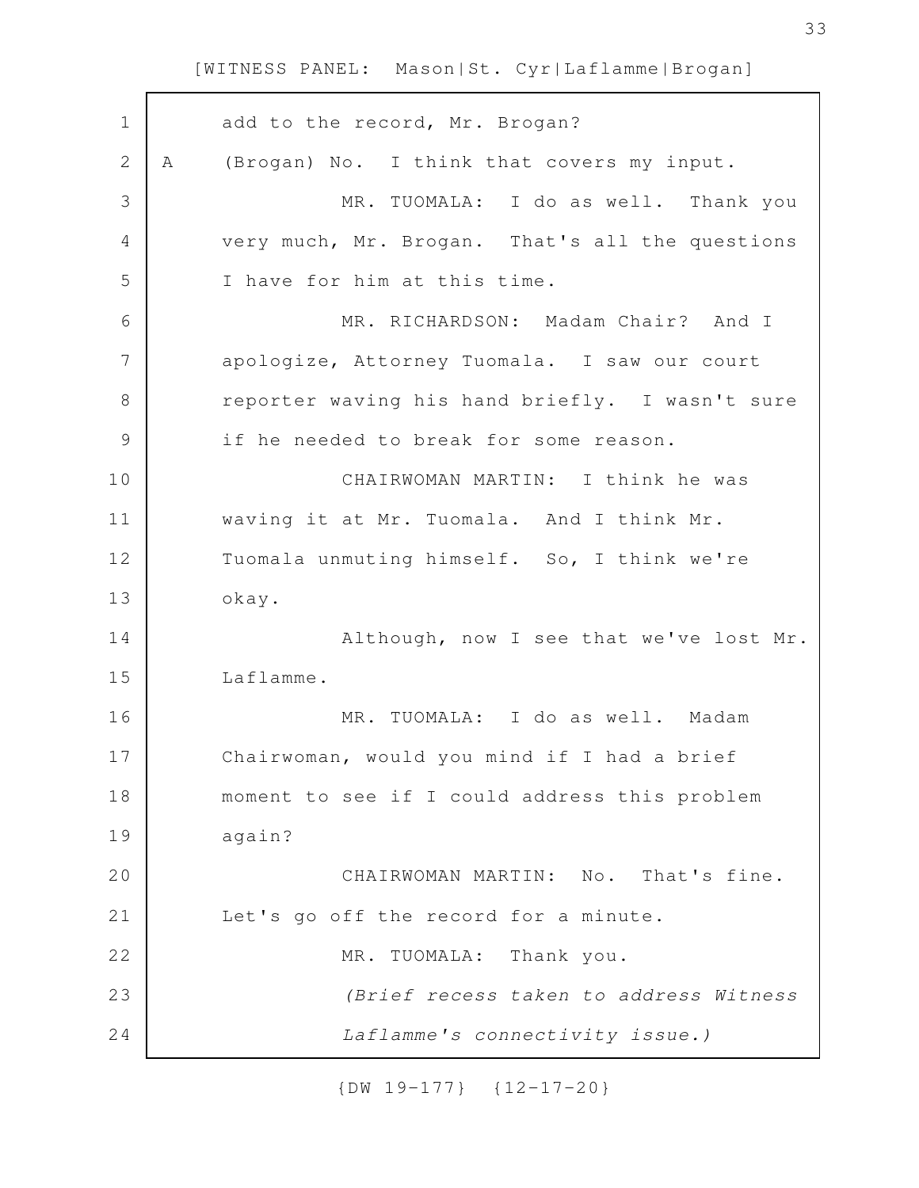add to the record, Mr. Brogan?

A (Brogan) No. I think that covers my input.

MR. TUOMALA: I do as well. Thank you very much, Mr. Brogan. That's all the questions I have for him at this time.

MR. RICHARDSON: Madam Chair? And I apologize, Attorney Tuomala. I saw our court reporter waving his hand briefly. I wasn't sure if he needed to break for some reason.

CHAIRWOMAN MARTIN: I think he was waving it at Mr. Tuomala. And I think Mr. Tuomala unmuting himself. So, I think we're okay.

Although, now I see that we've lost Mr. Laflamme.

MR. TUOMALA: I do as well. Madam Chairwoman, would you mind if I had a brief moment to see if I could address this problem again?

CHAIRWOMAN MARTIN: No. That's fine. Let's go off the record for a minute.

MR. TUOMALA: Thank you.

*(Brief recess taken to address Witness Laflamme's connectivity issue.)*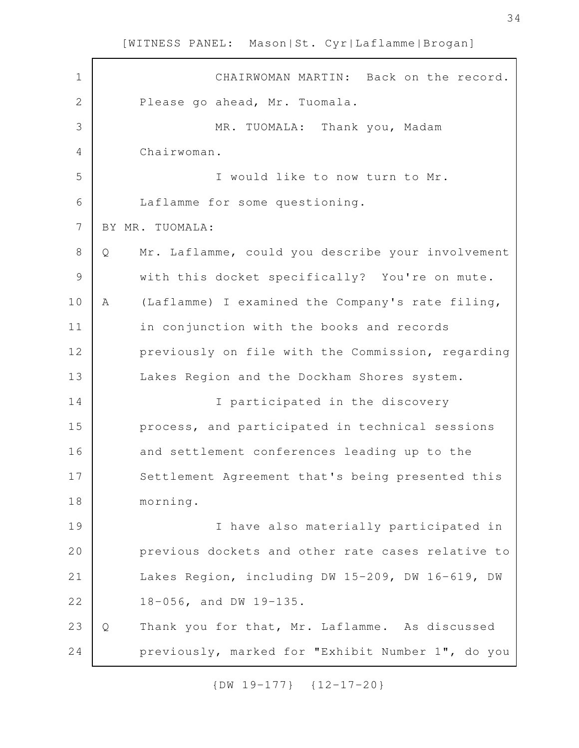CHAIRWOMAN MARTIN: Back on the record. Please go ahead, Mr. Tuomala.

MR. TUOMALA: Thank you, Madam Chairwoman.

I would like to now turn to Mr. Laflamme for some questioning.

BY MR. TUOMALA:

Q Mr. Laflamme, could you describe your involvement with this docket specifically? You're on mute.

A (Laflamme) I examined the Company's rate filing, in conjunction with the books and records previously on file with the Commission, regarding Lakes Region and the Dockham Shores system.

I participated in the discovery process, and participated in technical sessions and settlement conferences leading up to the Settlement Agreement that's being presented this morning.

I have also materially participated in previous dockets and other rate cases relative to Lakes Region, including DW 15-209, DW 16-619, DW 18-056, and DW 19-135.

Q Thank you for that, Mr. Laflamme. As discussed previously, marked for "Exhibit Number 1", do you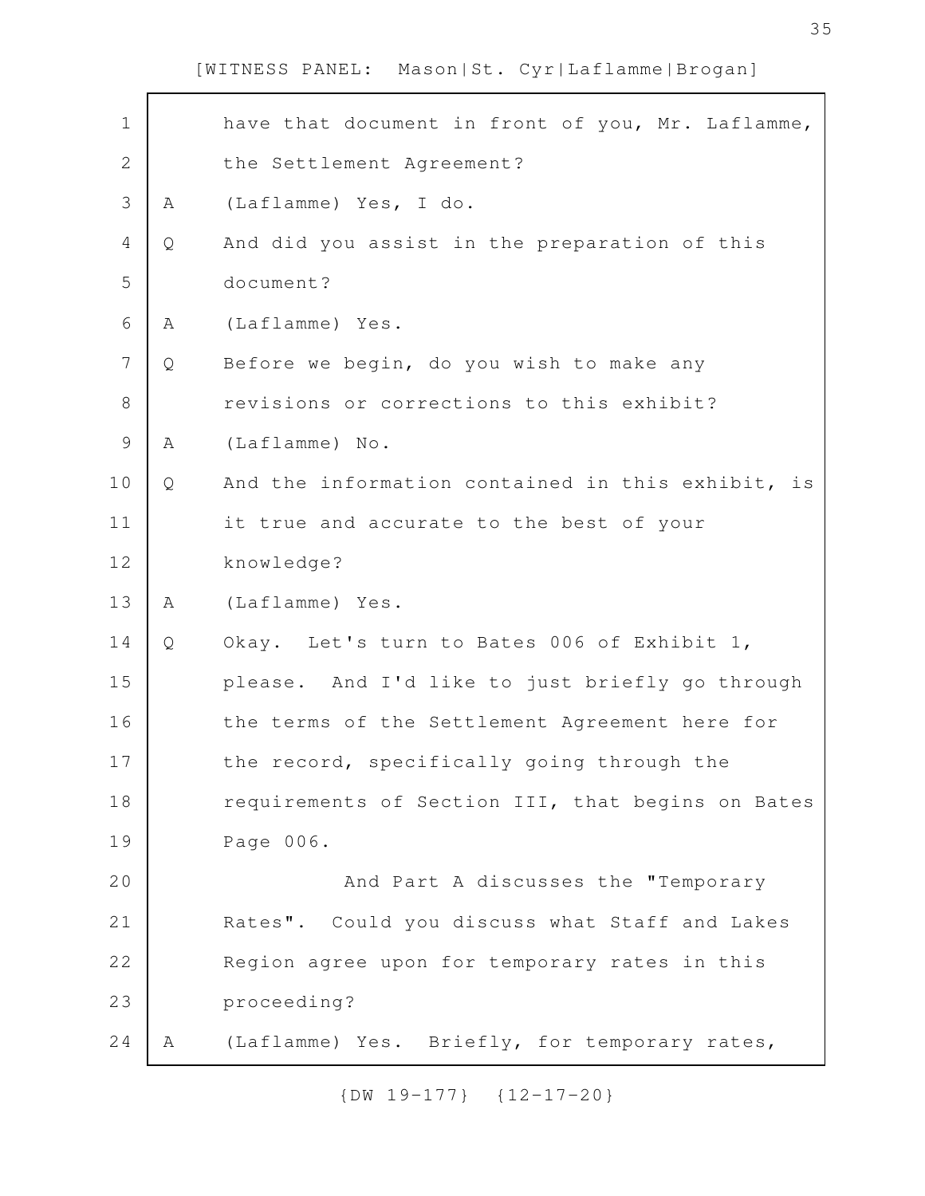have that document in front of you, Mr. Laflamme, the Settlement Agreement?

A (Laflamme) Yes, I do.

Q And did you assist in the preparation of this document?

A (Laflamme) Yes.

Q Before we begin, do you wish to make any revisions or corrections to this exhibit?

A (Laflamme) No.

Q And the information contained in this exhibit, is it true and accurate to the best of your knowledge?

A (Laflamme) Yes.

Q Okay. Let's turn to Bates 006 of Exhibit 1, please. And I'd like to just briefly go through the terms of the Settlement Agreement here for the record, specifically going through the requirements of Section III, that begins on Bates Page 006.

And Part A discusses the "Temporary Rates". Could you discuss what Staff and Lakes Region agree upon for temporary rates in this proceeding?

A (Laflamme) Yes. Briefly, for temporary rates,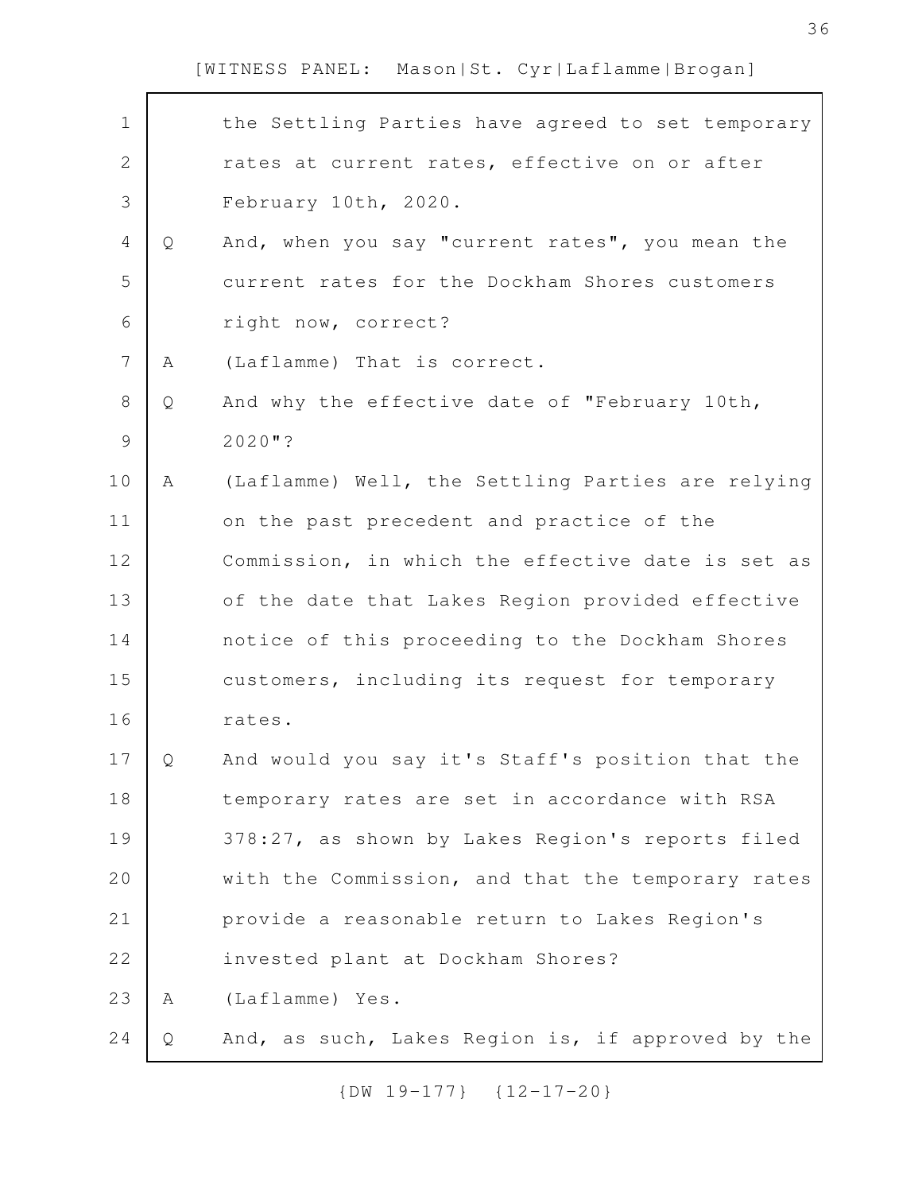the Settling Parties have agreed to set temporary rates at current rates, effective on or after February 10th, 2020.

Q And, when you say "current rates", you mean the current rates for the Dockham Shores customers right now, correct?

A (Laflamme) That is correct.

Q And why the effective date of "February 10th, 2020"?

A (Laflamme) Well, the Settling Parties are relying on the past precedent and practice of the Commission, in which the effective date is set as of the date that Lakes Region provided effective notice of this proceeding to the Dockham Shores customers, including its request for temporary rates.

Q And would you say it's Staff's position that the temporary rates are set in accordance with RSA 378:27, as shown by Lakes Region's reports filed with the Commission, and that the temporary rates provide a reasonable return to Lakes Region's invested plant at Dockham Shores?

A (Laflamme) Yes.

Q And, as such, Lakes Region is, if approved by the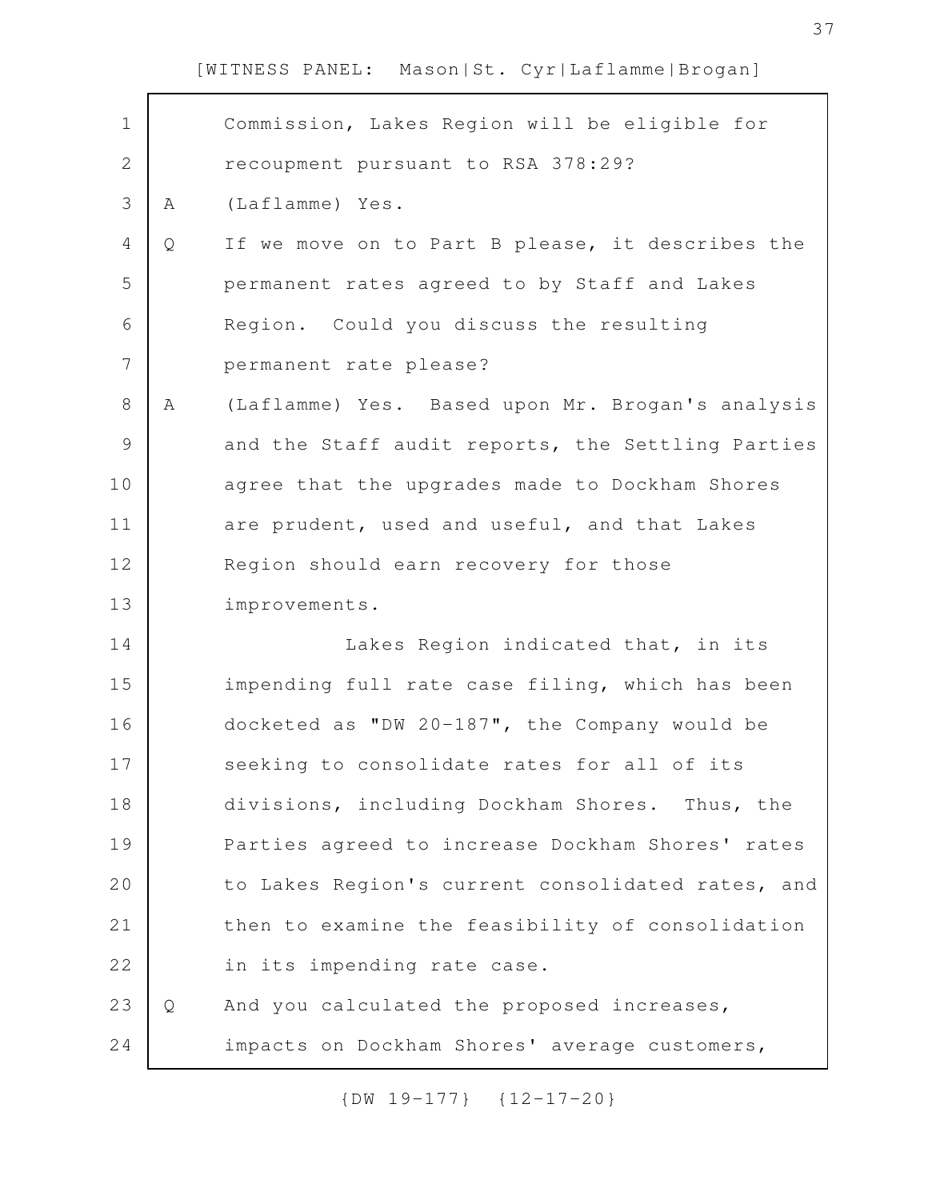Commission, Lakes Region will be eligible for recoupment pursuant to RSA 378:29?

A (Laflamme) Yes.

Q If we move on to Part B please, it describes the permanent rates agreed to by Staff and Lakes Region. Could you discuss the resulting permanent rate please?

A (Laflamme) Yes. Based upon Mr. Brogan's analysis and the Staff audit reports, the Settling Parties agree that the upgrades made to Dockham Shores are prudent, used and useful, and that Lakes Region should earn recovery for those improvements.

Lakes Region indicated that, in its impending full rate case filing, which has been docketed as "DW 20-187", the Company would be seeking to consolidate rates for all of its divisions, including Dockham Shores. Thus, the Parties agreed to increase Dockham Shores' rates to Lakes Region's current consolidated rates, and then to examine the feasibility of consolidation in its impending rate case.

Q And you calculated the proposed increases, impacts on Dockham Shores' average customers,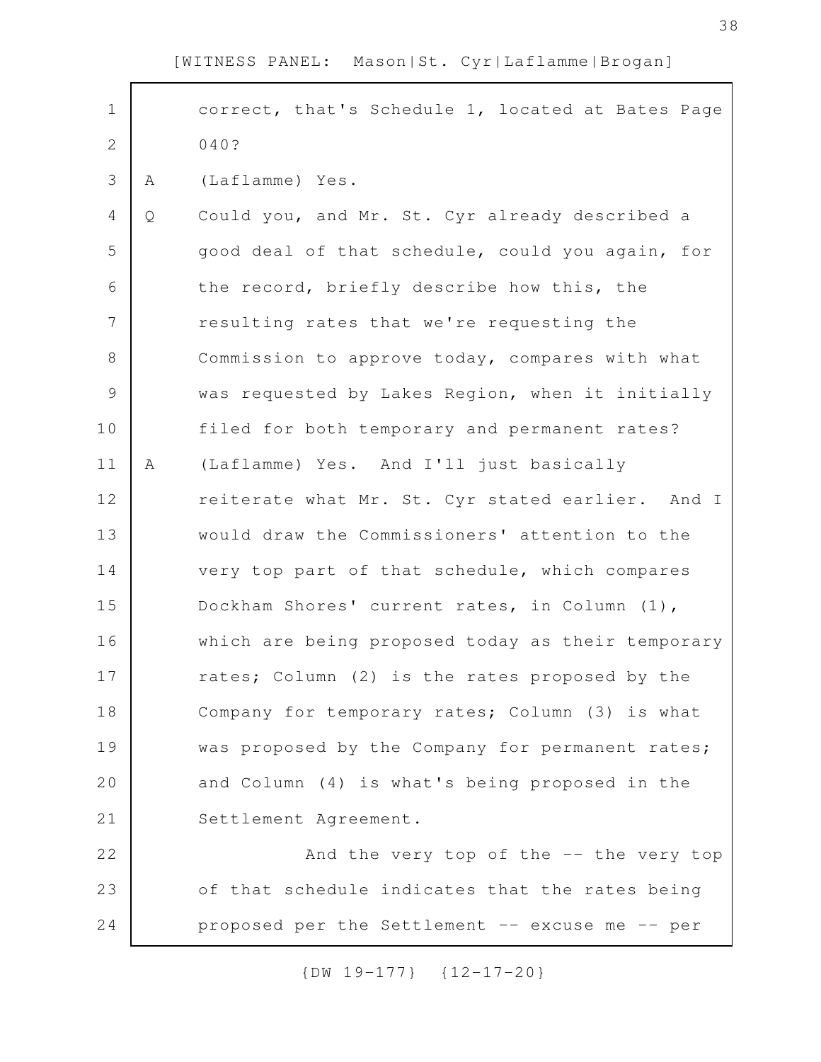[WITNESS PANEL: Mason|St. Cyr|Laflamme|Brogan]

correct, that's Schedule 1, located at Bates Page 040?

A (Laflamme) Yes.

Q Could you, and Mr. St. Cyr already described a good deal of that schedule, could you again, for the record, briefly describe how this, the resulting rates that we're requesting the Commission to approve today, compares with what was requested by Lakes Region, when it initially filed for both temporary and permanent rates?

A (Laflamme) Yes. And I'll just basically reiterate what Mr. St. Cyr stated earlier. And I would draw the Commissioners' attention to the very top part of that schedule, which compares Dockham Shores' current rates, in Column (1), which are being proposed today as their temporary rates; Column (2) is the rates proposed by the Company for temporary rates; Column (3) is what was proposed by the Company for permanent rates; and Column (4) is what's being proposed in the Settlement Agreement.

And the very top of the -- the very top of that schedule indicates that the rates being proposed per the Settlement -- excuse me -- per

{DW 19-177} {12-17-20}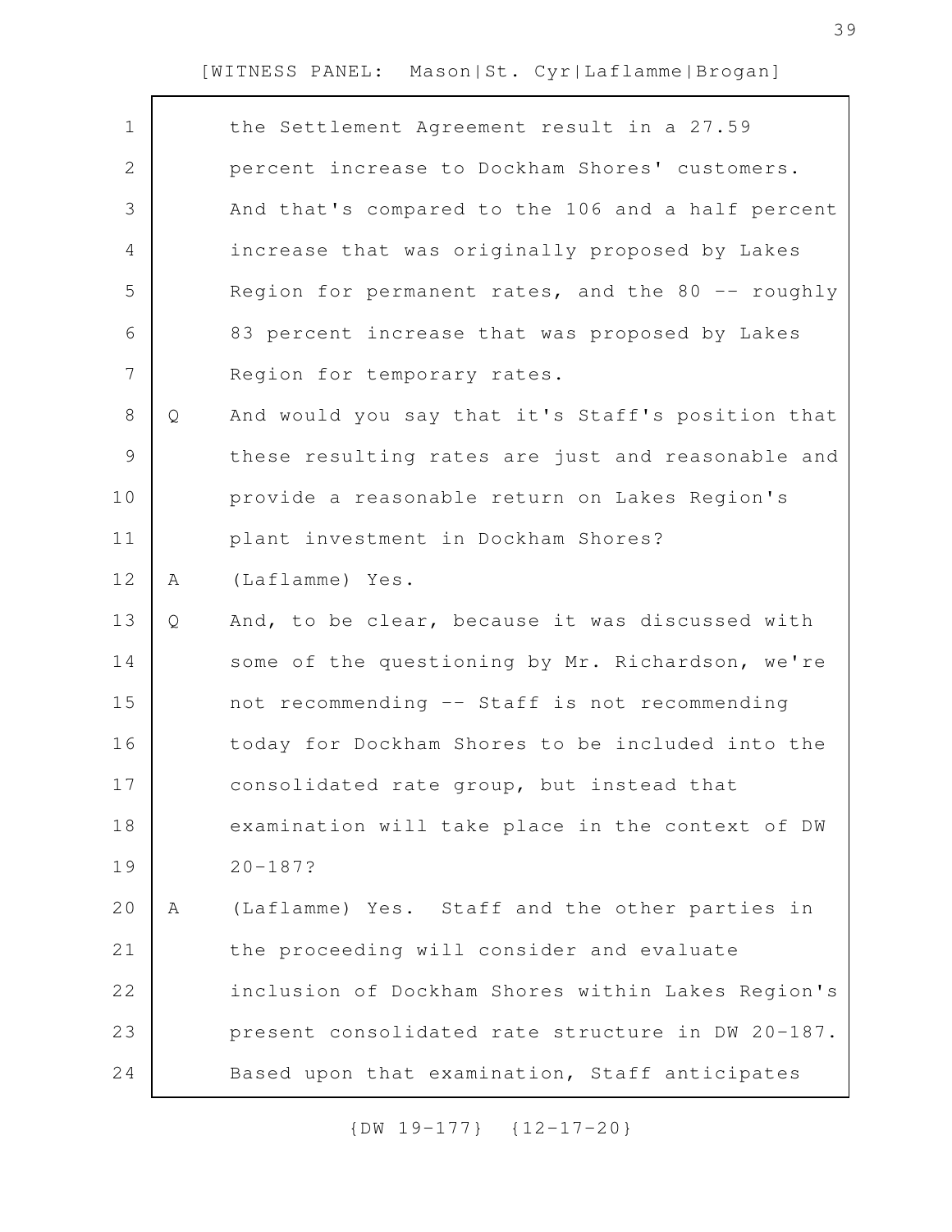the Settlement Agreement result in a 27.59 percent increase to Dockham Shores' customers. And that's compared to the 106 and a half percent increase that was originally proposed by Lakes Region for permanent rates, and the 80 -- roughly 83 percent increase that was proposed by Lakes Region for temporary rates.

Q And would you say that it's Staff's position that these resulting rates are just and reasonable and provide a reasonable return on Lakes Region's plant investment in Dockham Shores?

A (Laflamme) Yes.

Q And, to be clear, because it was discussed with some of the questioning by Mr. Richardson, we're not recommending -- Staff is not recommending today for Dockham Shores to be included into the consolidated rate group, but instead that examination will take place in the context of DW 20-187?

A (Laflamme) Yes. Staff and the other parties in the proceeding will consider and evaluate inclusion of Dockham Shores within Lakes Region's present consolidated rate structure in DW 20-187. Based upon that examination, Staff anticipates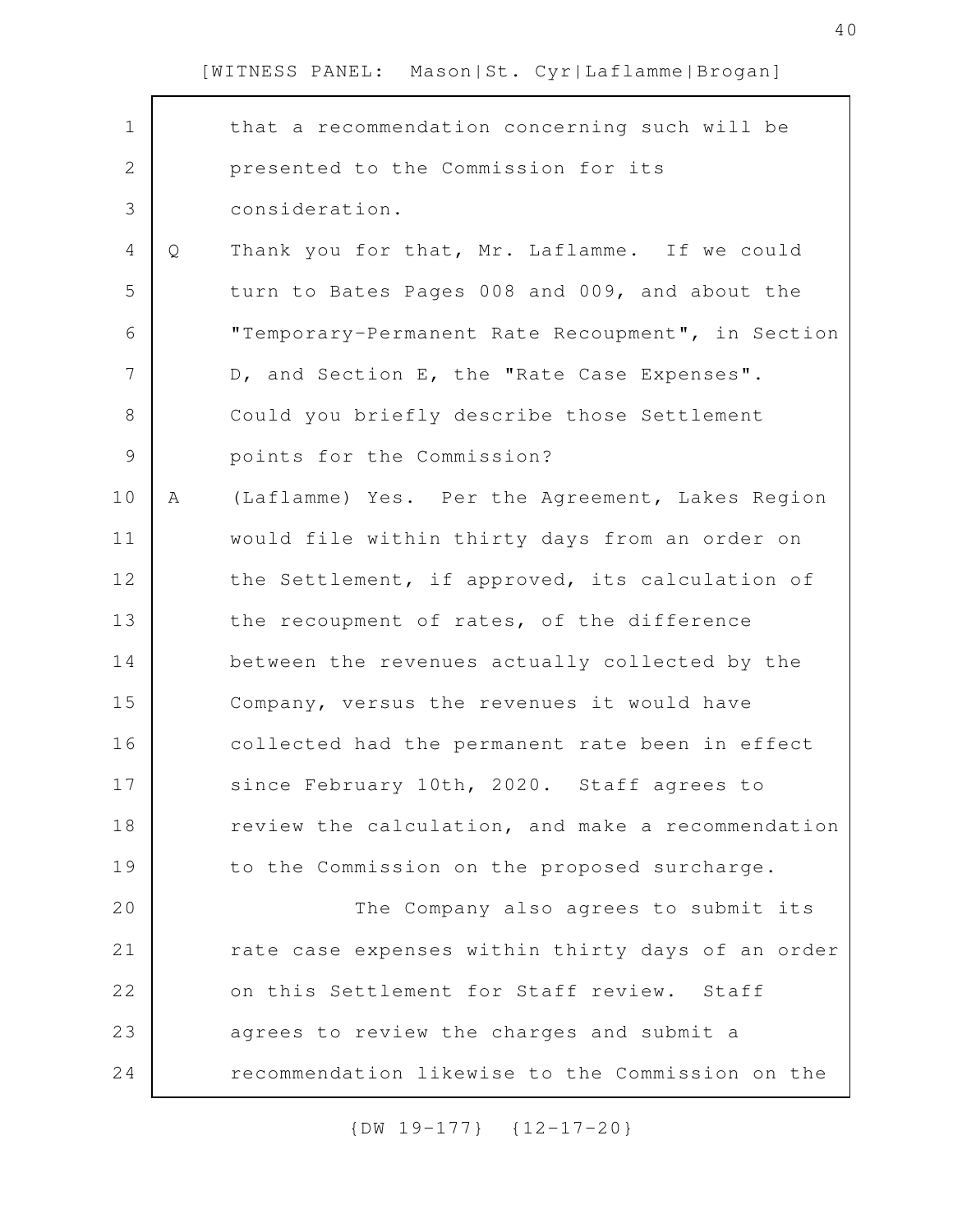that a recommendation concerning such will be presented to the Commission for its consideration.

Q Thank you for that, Mr. Laflamme. If we could turn to Bates Pages 008 and 009, and about the "Temporary-Permanent Rate Recoupment", in Section D, and Section E, the "Rate Case Expenses". Could you briefly describe those Settlement points for the Commission?

A (Laflamme) Yes. Per the Agreement, Lakes Region would file within thirty days from an order on the Settlement, if approved, its calculation of the recoupment of rates, of the difference between the revenues actually collected by the Company, versus the revenues it would have collected had the permanent rate been in effect since February 10th, 2020. Staff agrees to review the calculation, and make a recommendation to the Commission on the proposed surcharge.

The Company also agrees to submit its rate case expenses within thirty days of an order on this Settlement for Staff review. Staff agrees to review the charges and submit a recommendation likewise to the Commission on the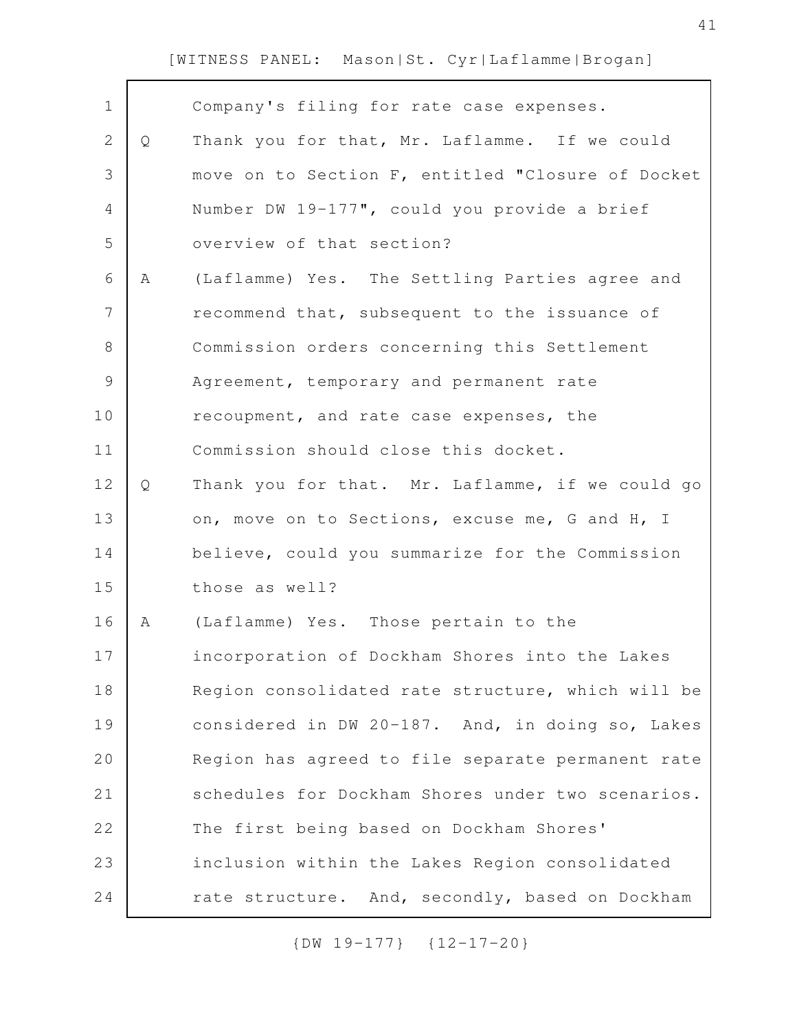Company's filing for rate case expenses.

Q Thank you for that, Mr. Laflamme. If we could move on to Section F, entitled "Closure of Docket Number DW 19-177", could you provide a brief overview of that section?

A (Laflamme) Yes. The Settling Parties agree and recommend that, subsequent to the issuance of Commission orders concerning this Settlement Agreement, temporary and permanent rate recoupment, and rate case expenses, the Commission should close this docket.

Q Thank you for that. Mr. Laflamme, if we could go on, move on to Sections, excuse me, G and H, I believe, could you summarize for the Commission those as well?

A (Laflamme) Yes. Those pertain to the incorporation of Dockham Shores into the Lakes Region consolidated rate structure, which will be considered in DW 20-187. And, in doing so, Lakes Region has agreed to file separate permanent rate schedules for Dockham Shores under two scenarios. The first being based on Dockham Shores' inclusion within the Lakes Region consolidated rate structure. And, secondly, based on Dockham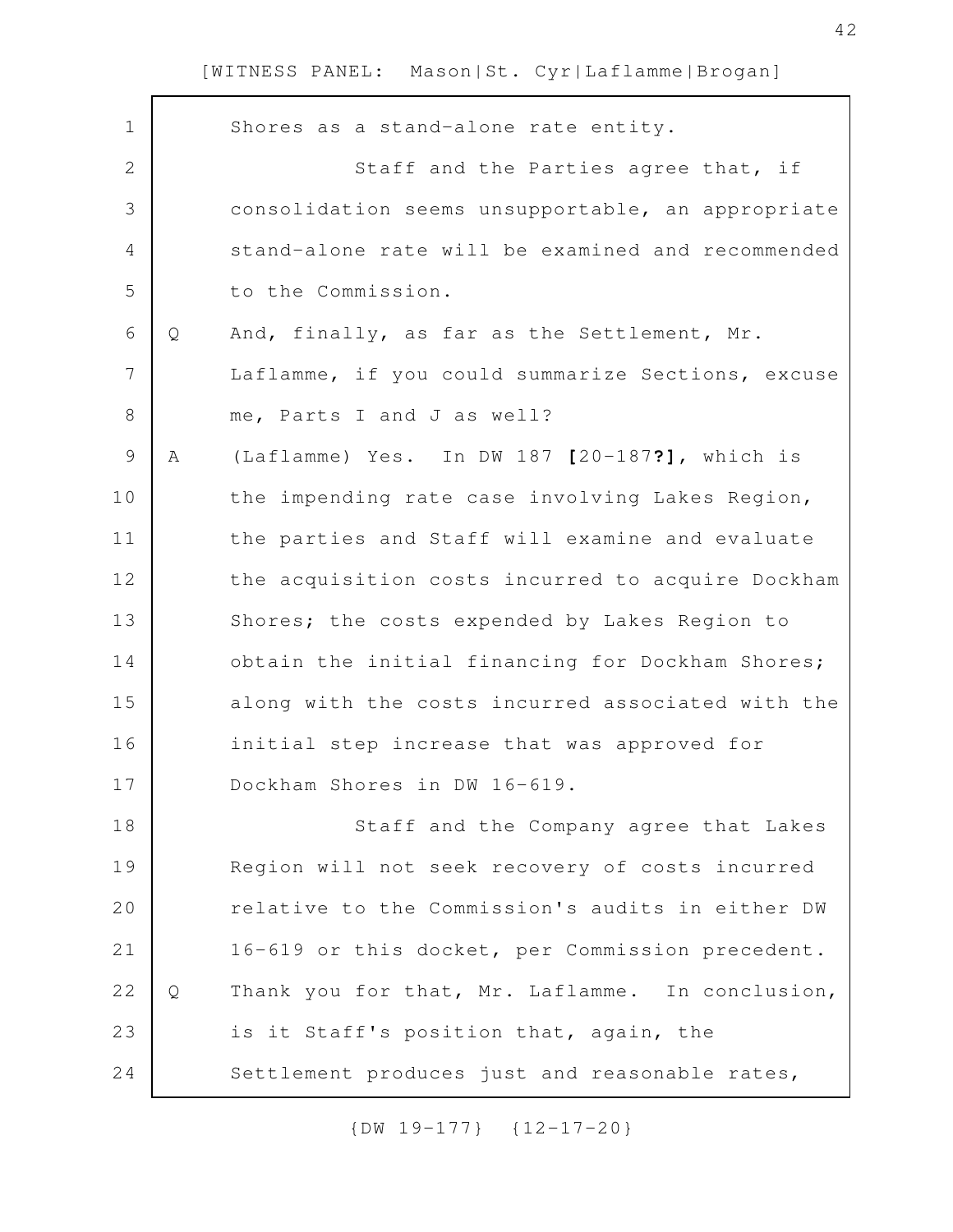Shores as a stand-alone rate entity.

Staff and the Parties agree that, if consolidation seems unsupportable, an appropriate stand-alone rate will be examined and recommended to the Commission.

Q And, finally, as far as the Settlement, Mr. Laflamme, if you could summarize Sections, excuse me, Parts I and J as well?

A (Laflamme) Yes. In DW 187 **[**20-187**?]**, which is the impending rate case involving Lakes Region, the parties and Staff will examine and evaluate the acquisition costs incurred to acquire Dockham Shores; the costs expended by Lakes Region to obtain the initial financing for Dockham Shores; along with the costs incurred associated with the initial step increase that was approved for Dockham Shores in DW 16-619.

Staff and the Company agree that Lakes Region will not seek recovery of costs incurred relative to the Commission's audits in either DW 16-619 or this docket, per Commission precedent.

Q Thank you for that, Mr. Laflamme. In conclusion, is it Staff's position that, again, the Settlement produces just and reasonable rates,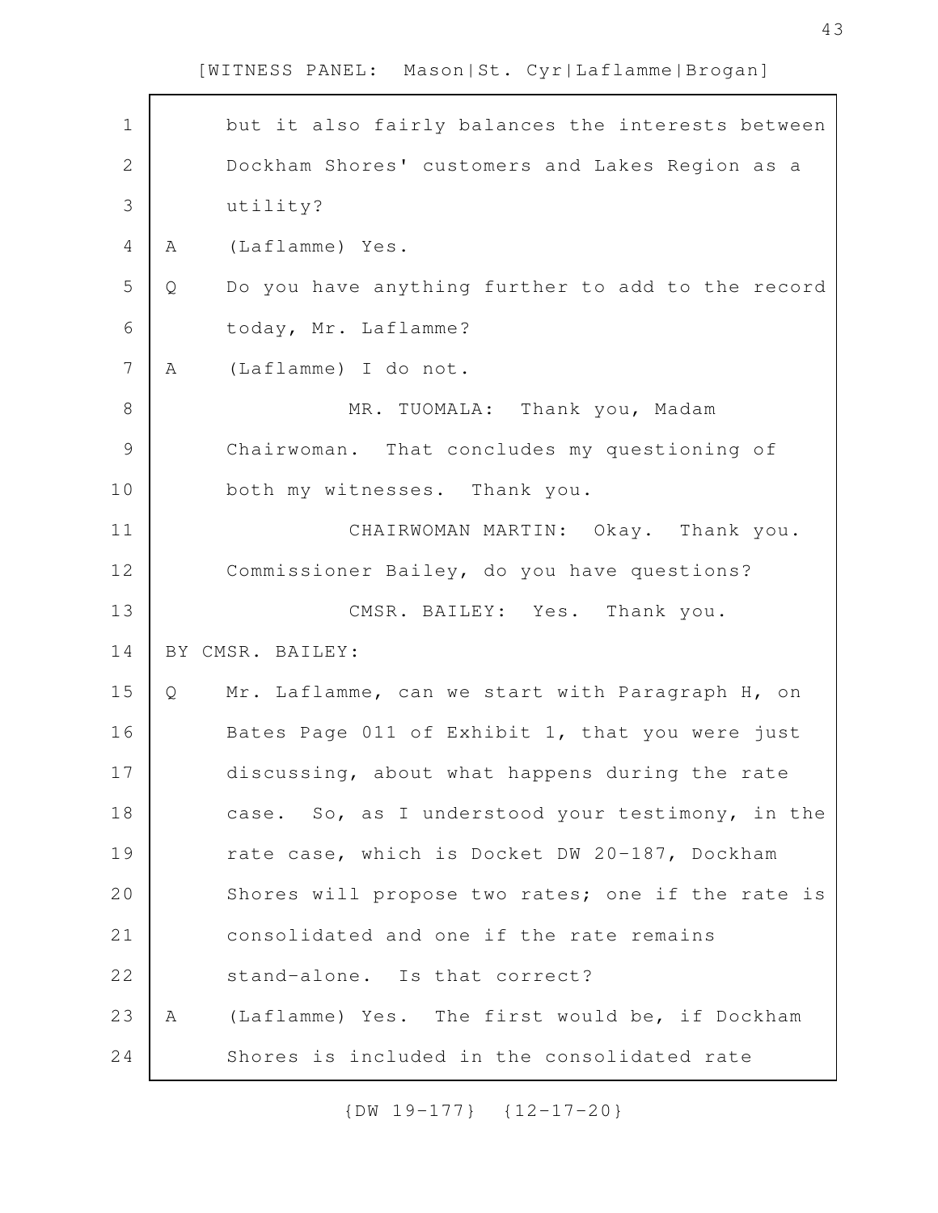but it also fairly balances the interests between Dockham Shores' customers and Lakes Region as a utility?

A (Laflamme) Yes.

Q Do you have anything further to add to the record today, Mr. Laflamme?

A (Laflamme) I do not.

MR. TUOMALA: Thank you, Madam Chairwoman. That concludes my questioning of both my witnesses. Thank you.

CHAIRWOMAN MARTIN: Okay. Thank you. Commissioner Bailey, do you have questions?

CMSR. BAILEY: Yes. Thank you.

BY CMSR. BAILEY:

Q Mr. Laflamme, can we start with Paragraph H, on Bates Page 011 of Exhibit 1, that you were just discussing, about what happens during the rate case. So, as I understood your testimony, in the rate case, which is Docket DW 20-187, Dockham Shores will propose two rates; one if the rate is consolidated and one if the rate remains stand-alone. Is that correct?

A (Laflamme) Yes. The first would be, if Dockham Shores is included in the consolidated rate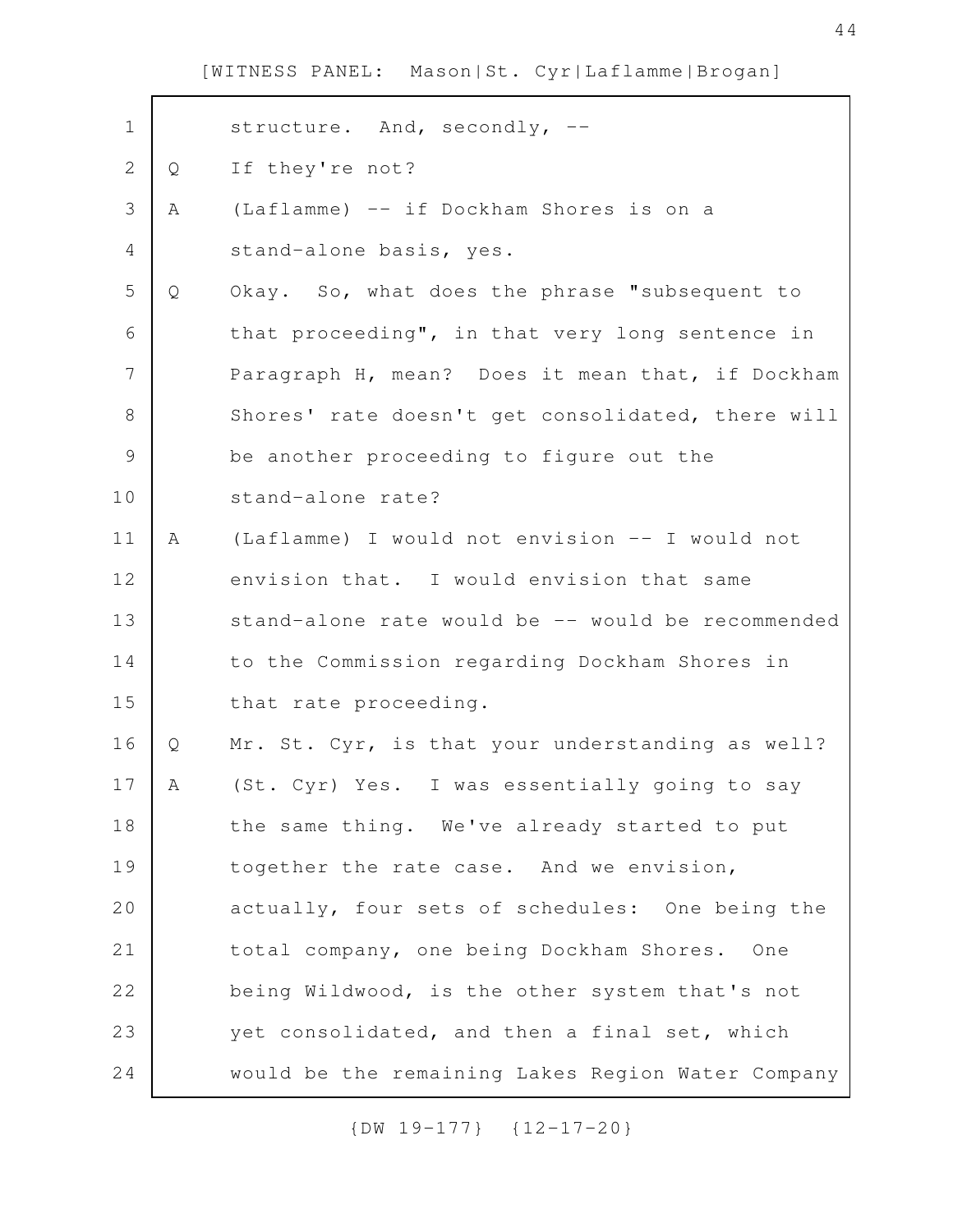structure. And, secondly, --

Q If they're not?

A (Laflamme) -- if Dockham Shores is on a stand-alone basis, yes.

Q Okay. So, what does the phrase "subsequent to that proceeding", in that very long sentence in Paragraph H, mean? Does it mean that, if Dockham Shores' rate doesn't get consolidated, there will be another proceeding to figure out the stand-alone rate?

A (Laflamme) I would not envision -- I would not envision that. I would envision that same stand-alone rate would be -- would be recommended to the Commission regarding Dockham Shores in that rate proceeding.

Q Mr. St. Cyr, is that your understanding as well?

A (St. Cyr) Yes. I was essentially going to say the same thing. We've already started to put together the rate case. And we envision, actually, four sets of schedules: One being the total company, one being Dockham Shores. One being Wildwood, is the other system that's not yet consolidated, and then a final set, which would be the remaining Lakes Region Water Company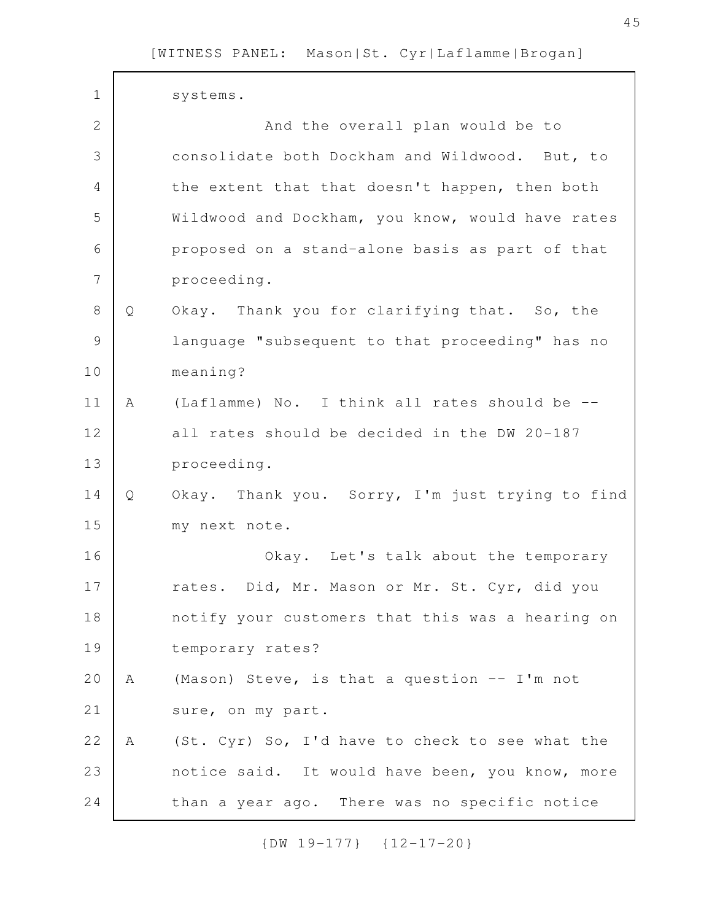systems.

And the overall plan would be to consolidate both Dockham and Wildwood. But, to the extent that that doesn't happen, then both Wildwood and Dockham, you know, would have rates proposed on a stand-alone basis as part of that proceeding.

Q Okay. Thank you for clarifying that. So, the language "subsequent to that proceeding" has no meaning?

A (Laflamme) No. I think all rates should be -- all rates should be decided in the DW 20-187 proceeding.

Q Okay. Thank you. Sorry, I'm just trying to find my next note.

Okay. Let's talk about the temporary rates. Did, Mr. Mason or Mr. St. Cyr, did you notify your customers that this was a hearing on temporary rates?

A (Mason) Steve, is that a question -- I'm not sure, on my part.

A (St. Cyr) So, I'd have to check to see what the notice said. It would have been, you know, more than a year ago. There was no specific notice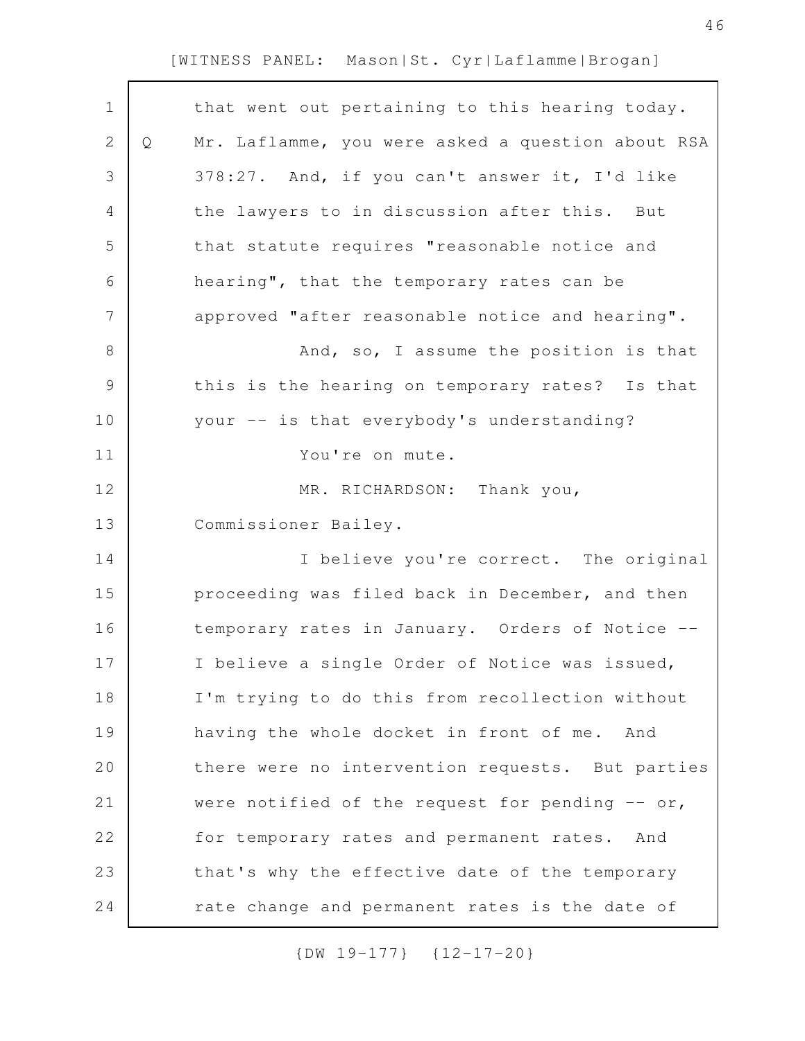that went out pertaining to this hearing today.

Q Mr. Laflamme, you were asked a question about RSA 378:27. And, if you can't answer it, I'd like the lawyers to in discussion after this. But that statute requires "reasonable notice and hearing", that the temporary rates can be approved "after reasonable notice and hearing".

And, so, I assume the position is that this is the hearing on temporary rates? Is that your -- is that everybody's understanding?

You're on mute.

MR. RICHARDSON: Thank you, Commissioner Bailey.

I believe you're correct. The original proceeding was filed back in December, and then temporary rates in January. Orders of Notice -- I believe a single Order of Notice was issued, I'm trying to do this from recollection without having the whole docket in front of me. And there were no intervention requests. But parties were notified of the request for pending -- or, for temporary rates and permanent rates. And that's why the effective date of the temporary rate change and permanent rates is the date of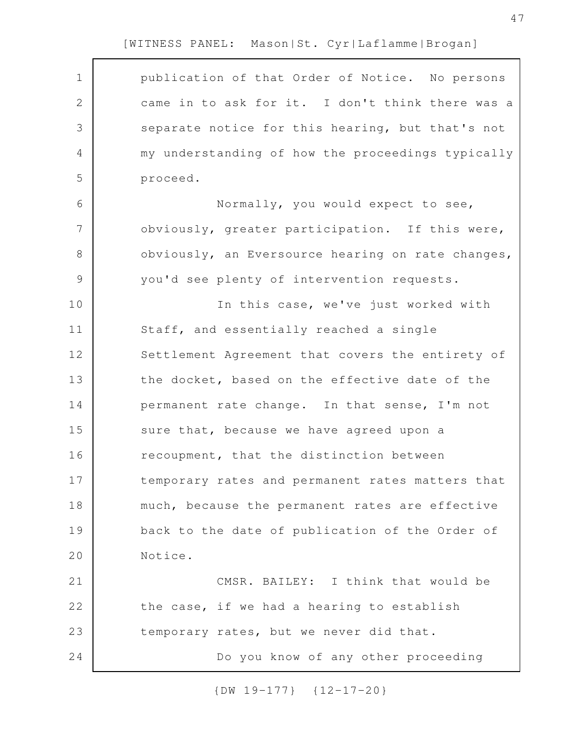publication of that Order of Notice. No persons came in to ask for it. I don't think there was a separate notice for this hearing, but that's not my understanding of how the proceedings typically proceed.

Normally, you would expect to see, obviously, greater participation. If this were, obviously, an Eversource hearing on rate changes, you'd see plenty of intervention requests.

In this case, we've just worked with Staff, and essentially reached a single Settlement Agreement that covers the entirety of the docket, based on the effective date of the permanent rate change. In that sense, I'm not sure that, because we have agreed upon a recoupment, that the distinction between temporary rates and permanent rates matters that much, because the permanent rates are effective back to the date of publication of the Order of Notice.

CMSR. BAILEY: I think that would be the case, if we had a hearing to establish temporary rates, but we never did that.

Do you know of any other proceeding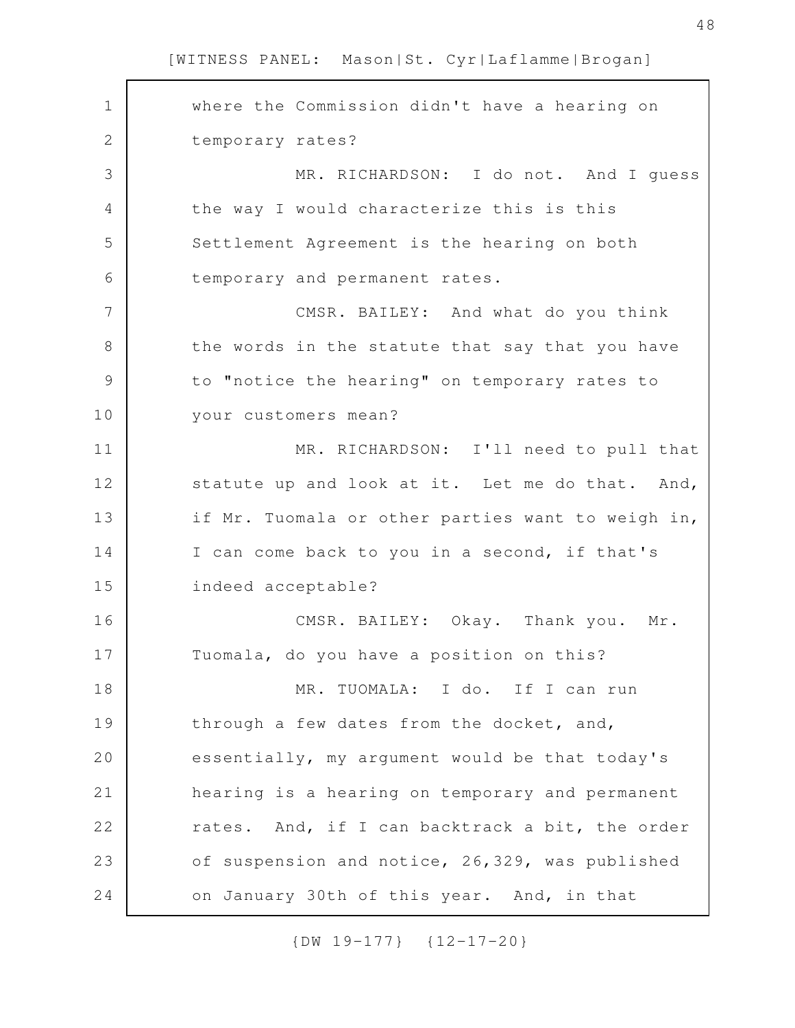where the Commission didn't have a hearing on temporary rates?

MR. RICHARDSON: I do not. And I guess the way I would characterize this is this Settlement Agreement is the hearing on both temporary and permanent rates.

CMSR. BAILEY: And what do you think the words in the statute that say that you have to "notice the hearing" on temporary rates to your customers mean?

MR. RICHARDSON: I'll need to pull that statute up and look at it. Let me do that. And, if Mr. Tuomala or other parties want to weigh in, I can come back to you in a second, if that's indeed acceptable?

CMSR. BAILEY: Okay. Thank you. Mr. Tuomala, do you have a position on this?

MR. TUOMALA: I do. If I can run through a few dates from the docket, and, essentially, my argument would be that today's hearing is a hearing on temporary and permanent rates. And, if I can backtrack a bit, the order of suspension and notice, 26,329, was published on January 30th of this year. And, in that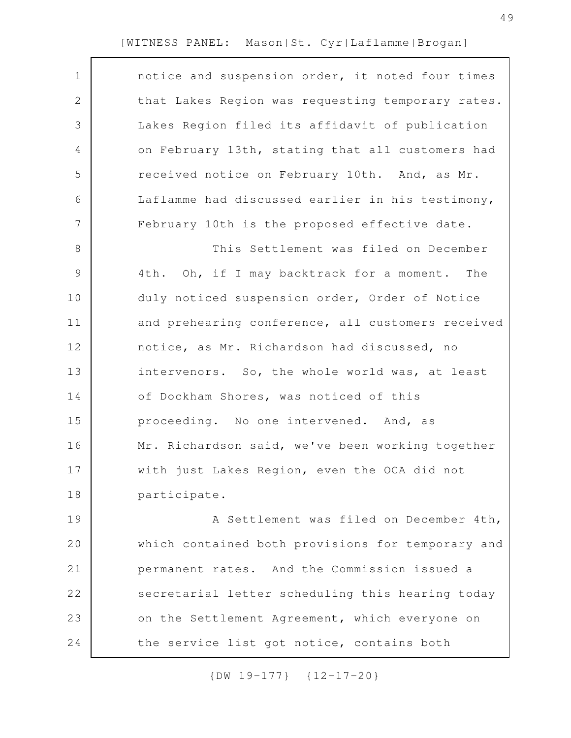notice and suspension order, it noted four times that Lakes Region was requesting temporary rates. Lakes Region filed its affidavit of publication on February 13th, stating that all customers had received notice on February 10th. And, as Mr. Laflamme had discussed earlier in his testimony, February 10th is the proposed effective date.

This Settlement was filed on December 4th. Oh, if I may backtrack for a moment. The duly noticed suspension order, Order of Notice and prehearing conference, all customers received notice, as Mr. Richardson had discussed, no intervenors. So, the whole world was, at least of Dockham Shores, was noticed of this proceeding. No one intervened. And, as Mr. Richardson said, we've been working together with just Lakes Region, even the OCA did not participate.

A Settlement was filed on December 4th, which contained both provisions for temporary and permanent rates. And the Commission issued a secretarial letter scheduling this hearing today on the Settlement Agreement, which everyone on the service list got notice, contains both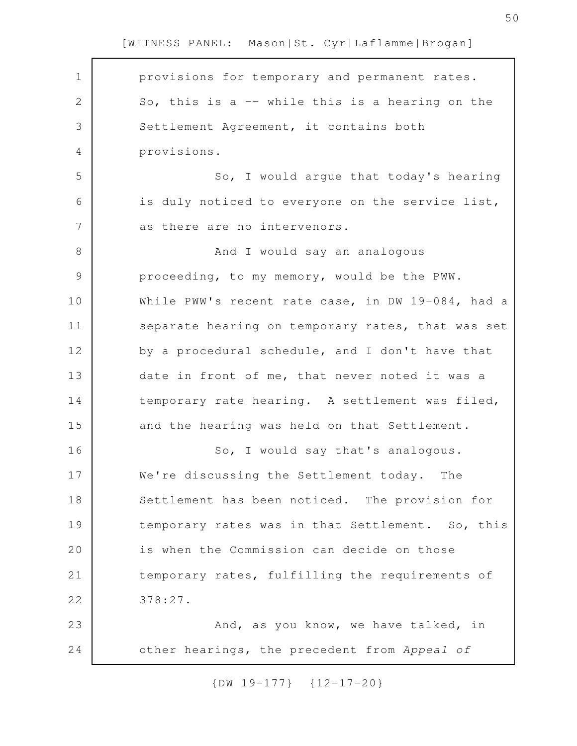provisions for temporary and permanent rates. So, this is a -- while this is a hearing on the Settlement Agreement, it contains both provisions.

So, I would argue that today's hearing is duly noticed to everyone on the service list, as there are no intervenors.

And I would say an analogous proceeding, to my memory, would be the PWW. While PWW's recent rate case, in DW 19-084, had a separate hearing on temporary rates, that was set by a procedural schedule, and I don't have that date in front of me, that never noted it was a temporary rate hearing. A settlement was filed, and the hearing was held on that Settlement.

So, I would say that's analogous. We're discussing the Settlement today. The Settlement has been noticed. The provision for temporary rates was in that Settlement. So, this is when the Commission can decide on those temporary rates, fulfilling the requirements of 378:27.

And, as you know, we have talked, in other hearings, the precedent from *Appeal of*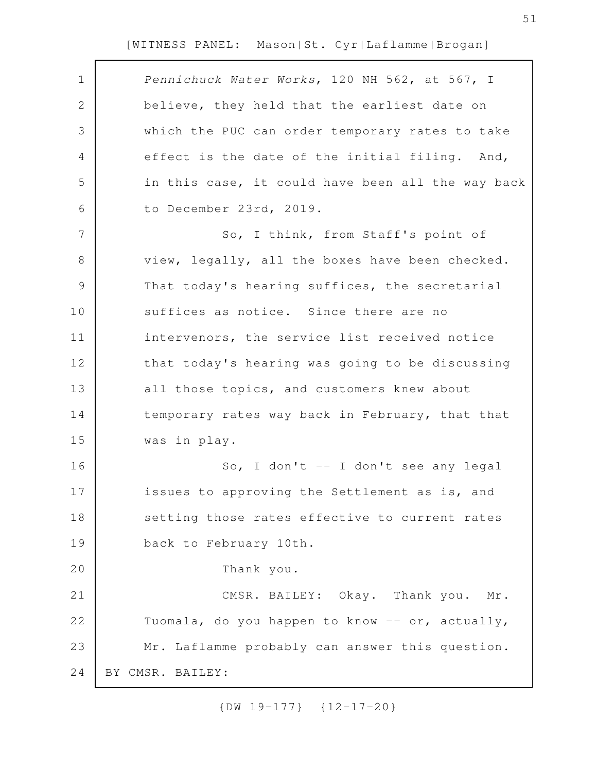*Pennichuck Water Works*, 120 NH 562, at 567, I believe, they held that the earliest date on which the PUC can order temporary rates to take effect is the date of the initial filing. And, in this case, it could have been all the way back to December 23rd, 2019.

So, I think, from Staff's point of view, legally, all the boxes have been checked. That today's hearing suffices, the secretarial suffices as notice. Since there are no intervenors, the service list received notice that today's hearing was going to be discussing all those topics, and customers knew about temporary rates way back in February, that that was in play.

So, I don't -- I don't see any legal issues to approving the Settlement as is, and setting those rates effective to current rates back to February 10th.

Thank you.

CMSR. BAILEY: Okay. Thank you. Mr. Tuomala, do you happen to know -- or, actually, Mr. Laflamme probably can answer this question.

BY CMSR. BAILEY: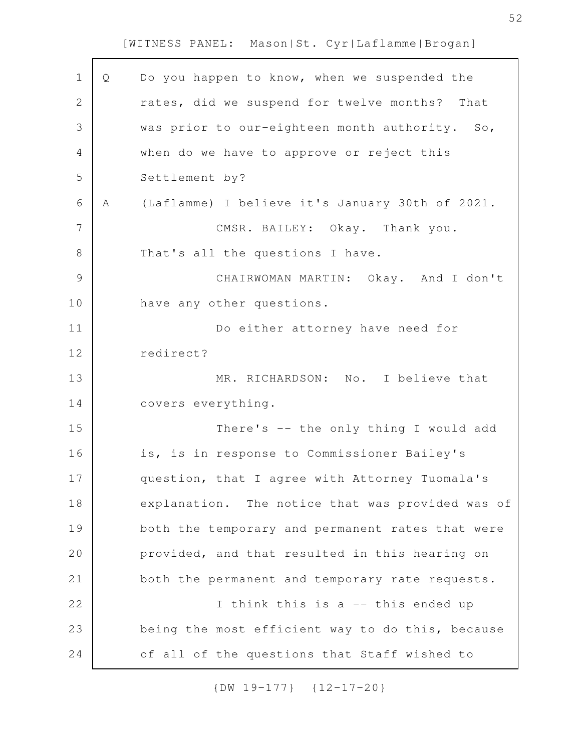Q Do you happen to know, when we suspended the rates, did we suspend for twelve months? That was prior to our-eighteen month authority. So, when do we have to approve or reject this Settlement by?

A (Laflamme) I believe it's January 30th of 2021.

CMSR. BAILEY: Okay. Thank you. That's all the questions I have.

CHAIRWOMAN MARTIN: Okay. And I don't have any other questions.

Do either attorney have need for redirect?

MR. RICHARDSON: No. I believe that covers everything.

There's -- the only thing I would add is, is in response to Commissioner Bailey's question, that I agree with Attorney Tuomala's explanation. The notice that was provided was of both the temporary and permanent rates that were provided, and that resulted in this hearing on both the permanent and temporary rate requests.

I think this is a -- this ended up being the most efficient way to do this, because of all of the questions that Staff wished to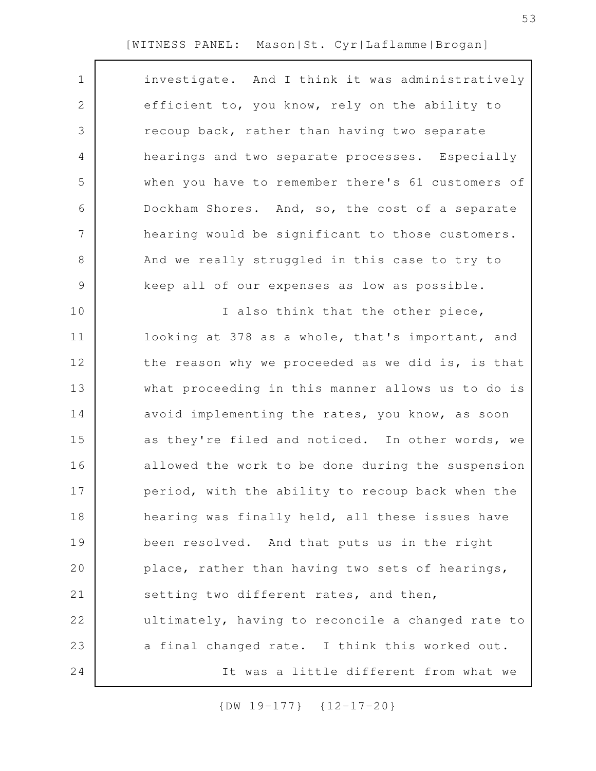investigate. And I think it was administratively efficient to, you know, rely on the ability to recoup back, rather than having two separate hearings and two separate processes. Especially when you have to remember there's 61 customers of Dockham Shores. And, so, the cost of a separate hearing would be significant to those customers. And we really struggled in this case to try to keep all of our expenses as low as possible.

I also think that the other piece, looking at 378 as a whole, that's important, and the reason why we proceeded as we did is, is that what proceeding in this manner allows us to do is avoid implementing the rates, you know, as soon as they're filed and noticed. In other words, we allowed the work to be done during the suspension period, with the ability to recoup back when the hearing was finally held, all these issues have been resolved. And that puts us in the right place, rather than having two sets of hearings, setting two different rates, and then, ultimately, having to reconcile a changed rate to a final changed rate. I think this worked out.

It was a little different from what we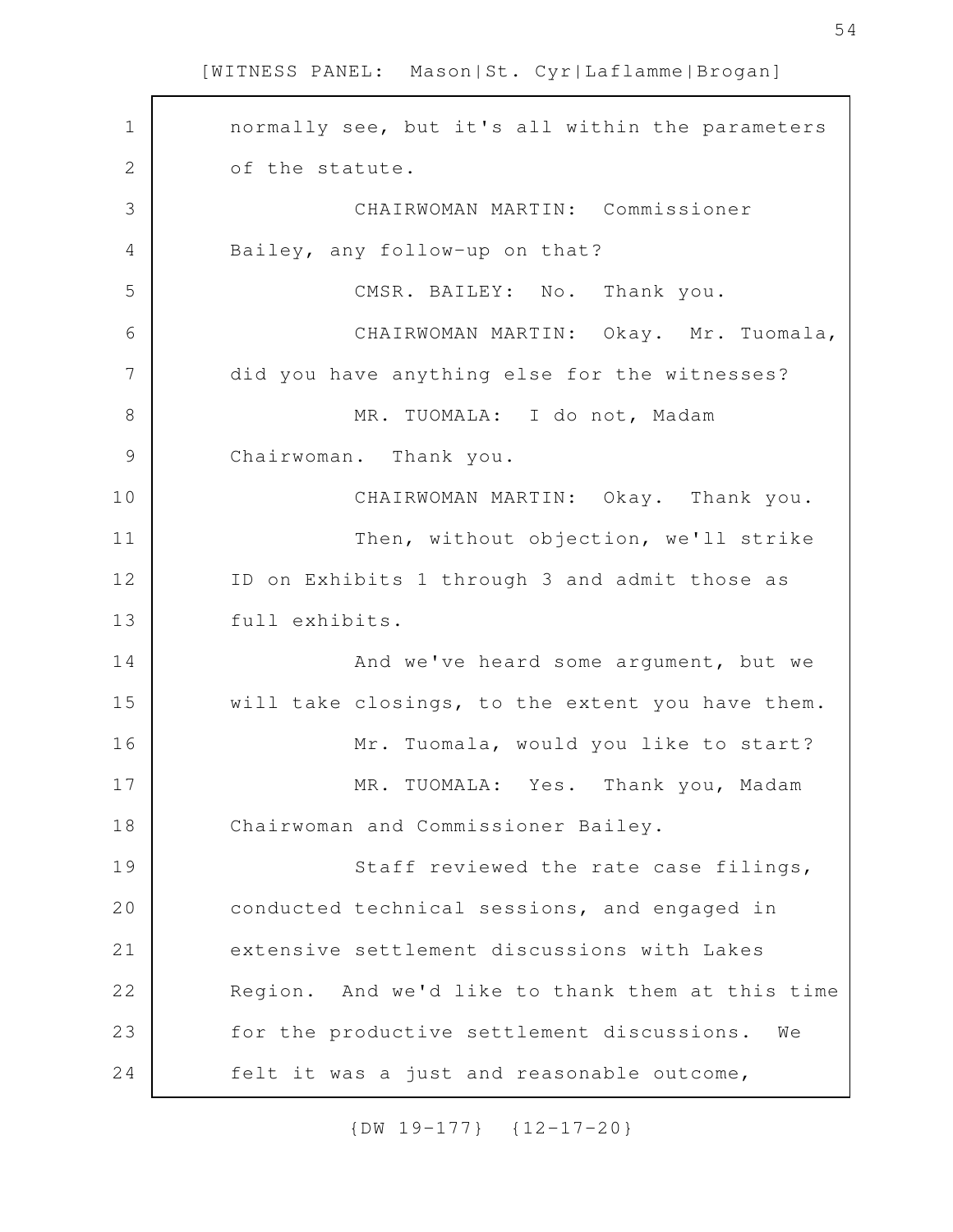normally see, but it's all within the parameters of the statute.

CHAIRWOMAN MARTIN: Commissioner Bailey, any follow-up on that?

CMSR. BAILEY: No. Thank you.

CHAIRWOMAN MARTIN: Okay. Mr. Tuomala, did you have anything else for the witnesses?

MR. TUOMALA: I do not, Madam Chairwoman. Thank you.

CHAIRWOMAN MARTIN: Okay. Thank you.

Then, without objection, we'll strike ID on Exhibits 1 through 3 and admit those as full exhibits.

And we've heard some argument, but we will take closings, to the extent you have them.

Mr. Tuomala, would you like to start?

MR. TUOMALA: Yes. Thank you, Madam Chairwoman and Commissioner Bailey.

Staff reviewed the rate case filings, conducted technical sessions, and engaged in extensive settlement discussions with Lakes Region. And we'd like to thank them at this time for the productive settlement discussions. We felt it was a just and reasonable outcome,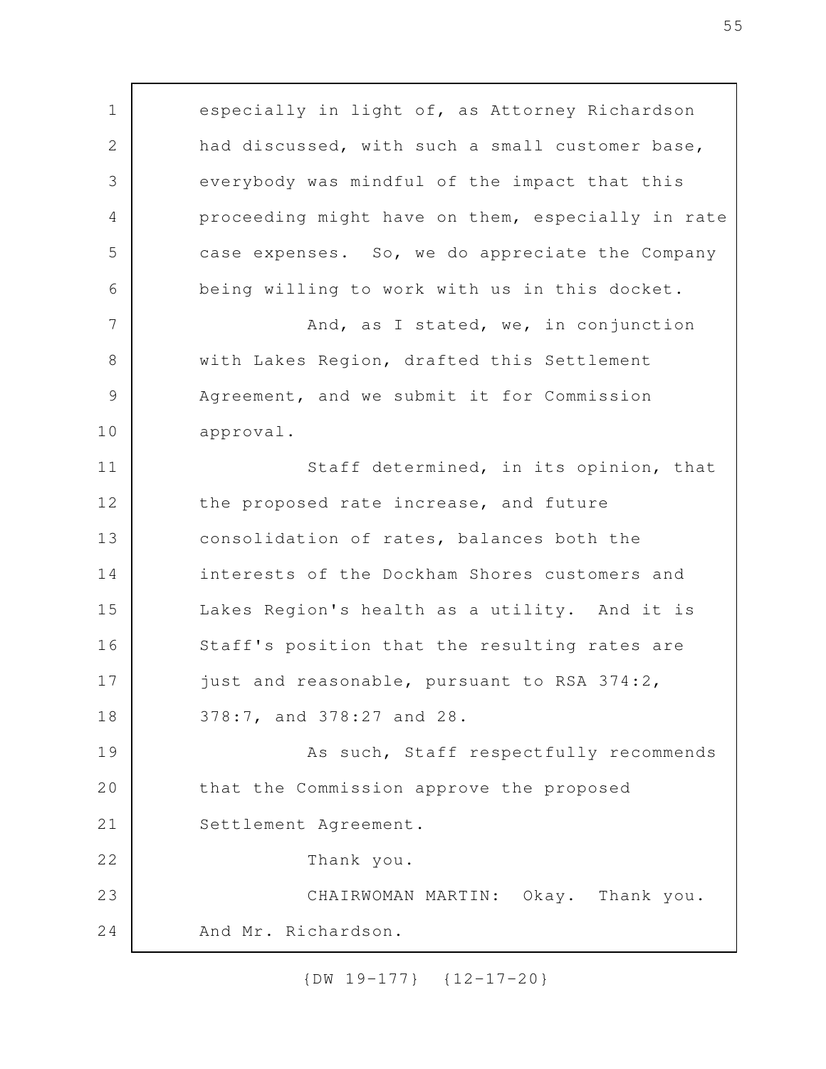especially in light of, as Attorney Richardson had discussed, with such a small customer base, everybody was mindful of the impact that this proceeding might have on them, especially in rate case expenses. So, we do appreciate the Company being willing to work with us in this docket.

And, as I stated, we, in conjunction with Lakes Region, drafted this Settlement Agreement, and we submit it for Commission approval.

Staff determined, in its opinion, that the proposed rate increase, and future consolidation of rates, balances both the interests of the Dockham Shores customers and Lakes Region's health as a utility. And it is Staff's position that the resulting rates are just and reasonable, pursuant to RSA 374:2, 378:7, and 378:27 and 28.

As such, Staff respectfully recommends that the Commission approve the proposed Settlement Agreement.

Thank you.

CHAIRWOMAN MARTIN: Okay. Thank you. And Mr. Richardson.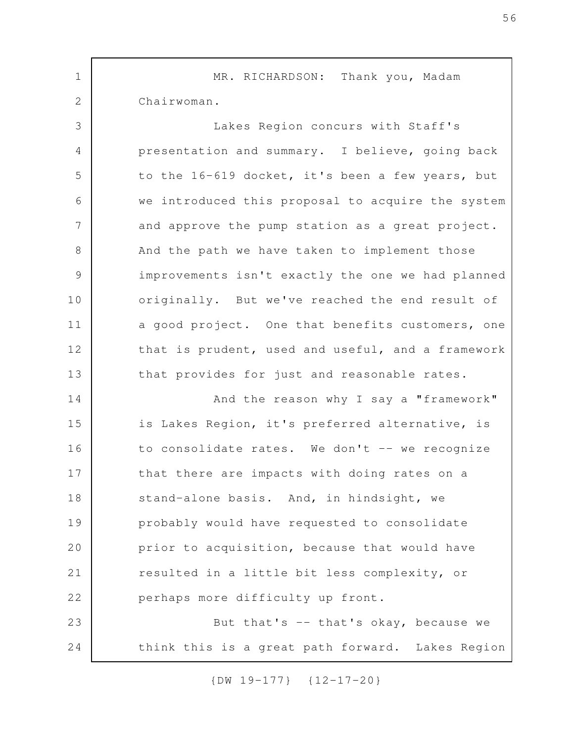MR. RICHARDSON: Thank you, Madam Chairwoman.

Lakes Region concurs with Staff's presentation and summary. I believe, going back to the 16-619 docket, it's been a few years, but we introduced this proposal to acquire the system and approve the pump station as a great project. And the path we have taken to implement those improvements isn't exactly the one we had planned originally. But we've reached the end result of a good project. One that benefits customers, one that is prudent, used and useful, and a framework that provides for just and reasonable rates.

And the reason why I say a "framework" is Lakes Region, it's preferred alternative, is to consolidate rates. We don't -- we recognize that there are impacts with doing rates on a stand-alone basis. And, in hindsight, we probably would have requested to consolidate prior to acquisition, because that would have resulted in a little bit less complexity, or perhaps more difficulty up front.

But that's -- that's okay, because we think this is a great path forward. Lakes Region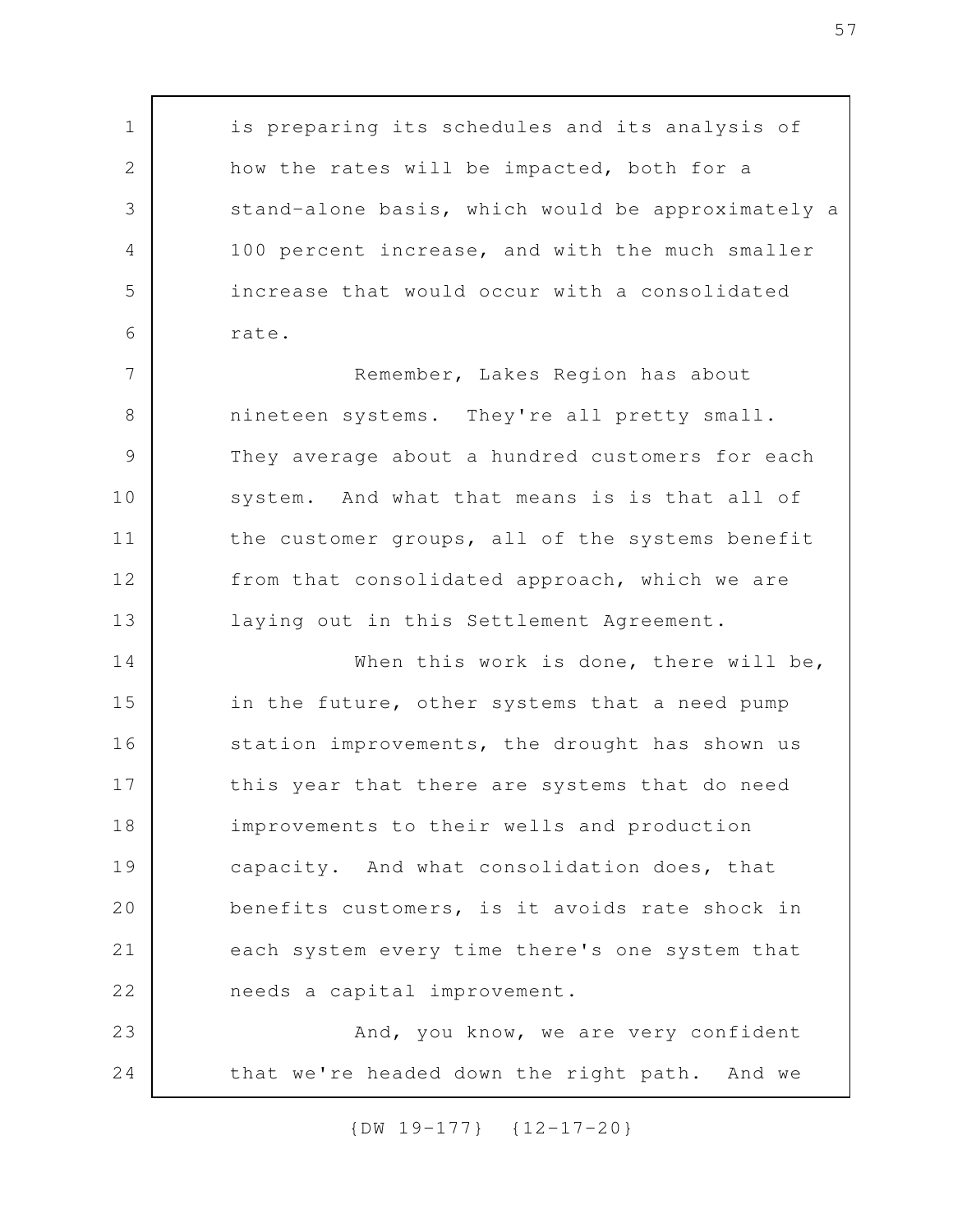is preparing its schedules and its analysis of how the rates will be impacted, both for a stand-alone basis, which would be approximately a 100 percent increase, and with the much smaller increase that would occur with a consolidated rate.

Remember, Lakes Region has about nineteen systems. They're all pretty small. They average about a hundred customers for each system. And what that means is is that all of the customer groups, all of the systems benefit from that consolidated approach, which we are laying out in this Settlement Agreement.

When this work is done, there will be, in the future, other systems that a need pump station improvements, the drought has shown us this year that there are systems that do need improvements to their wells and production capacity. And what consolidation does, that benefits customers, is it avoids rate shock in each system every time there's one system that needs a capital improvement.

And, you know, we are very confident that we're headed down the right path. And we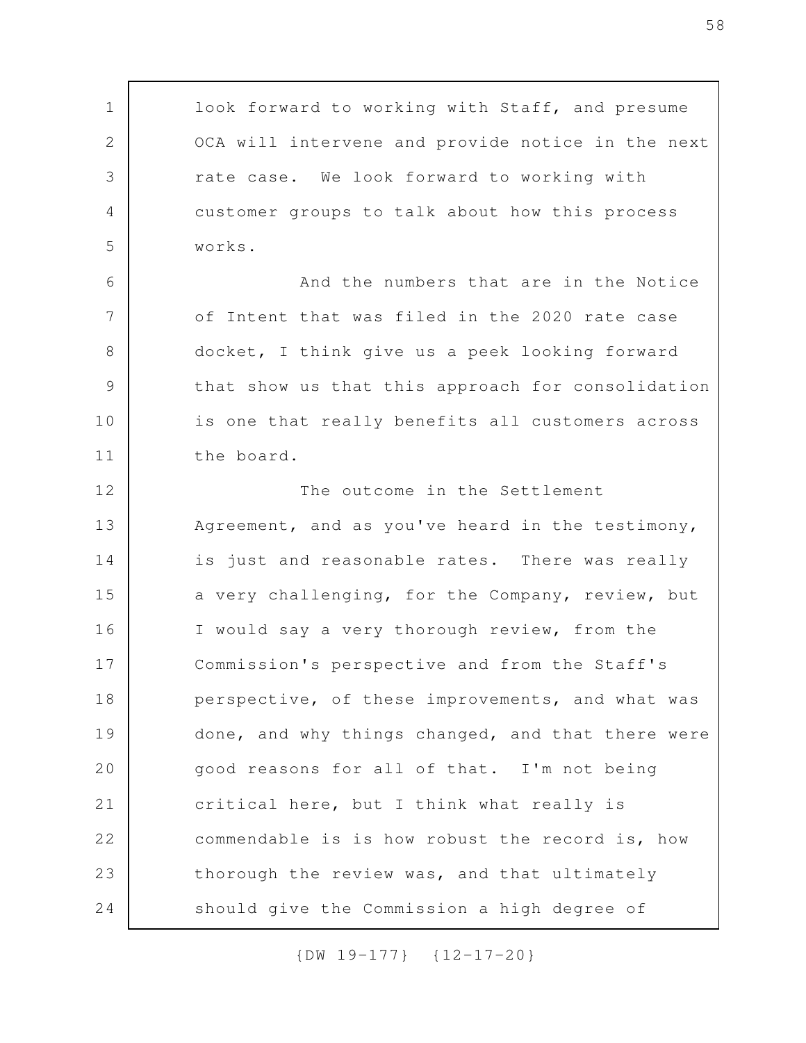look forward to working with Staff, and presume OCA will intervene and provide notice in the next rate case. We look forward to working with customer groups to talk about how this process works.

And the numbers that are in the Notice of Intent that was filed in the 2020 rate case docket, I think give us a peek looking forward that show us that this approach for consolidation is one that really benefits all customers across the board.

The outcome in the Settlement Agreement, and as you've heard in the testimony, is just and reasonable rates. There was really a very challenging, for the Company, review, but I would say a very thorough review, from the Commission's perspective and from the Staff's perspective, of these improvements, and what was done, and why things changed, and that there were good reasons for all of that. I'm not being critical here, but I think what really is commendable is is how robust the record is, how thorough the review was, and that ultimately should give the Commission a high degree of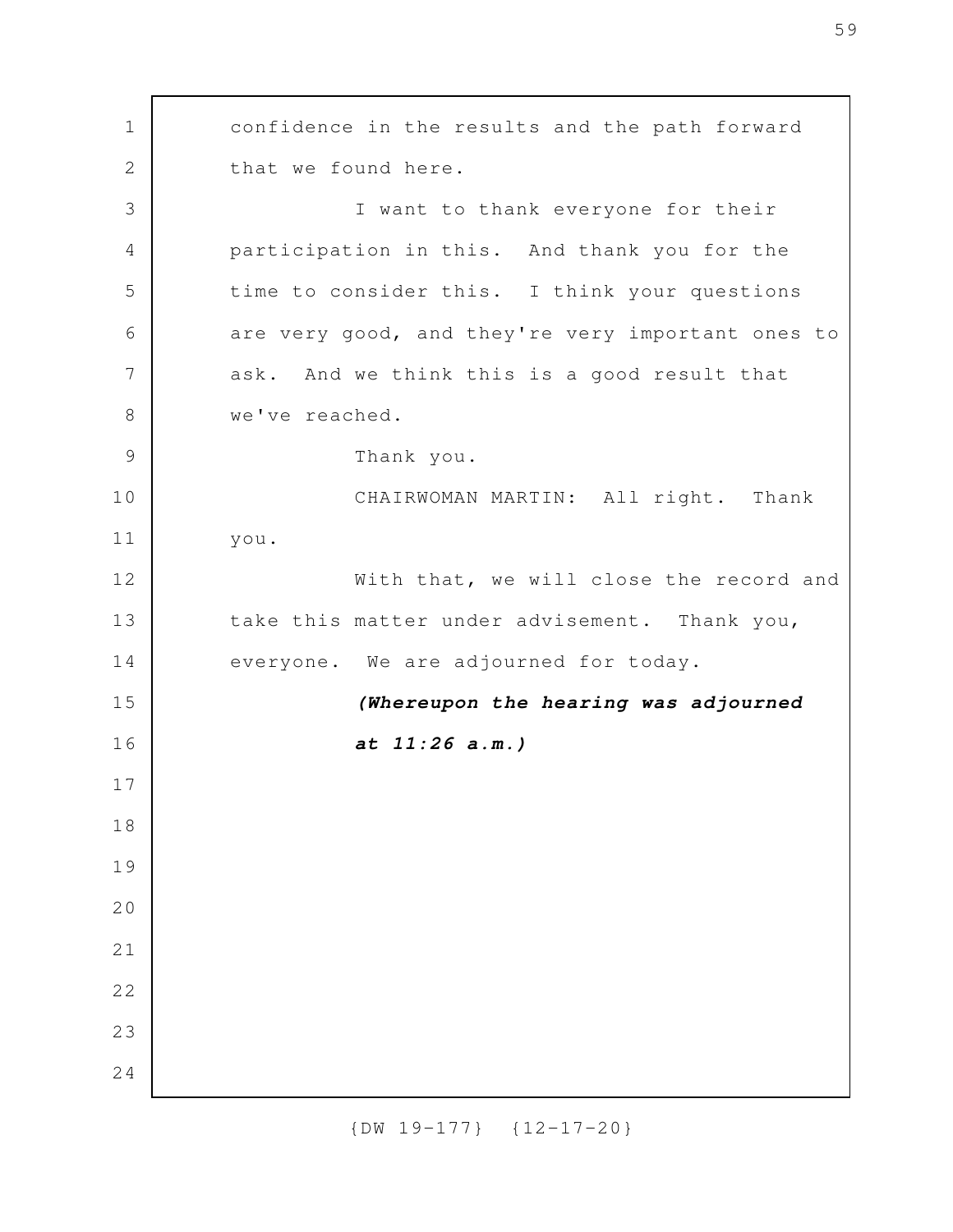confidence in the results and the path forward that we found here.

I want to thank everyone for their participation in this. And thank you for the time to consider this. I think your questions are very good, and they're very important ones to ask. And we think this is a good result that we've reached.

Thank you.

CHAIRWOMAN MARTIN: All right. Thank you.

With that, we will close the record and take this matter under advisement. Thank you, everyone. We are adjourned for today.

***(Whereupon the hearing was adjourned at 11:26 a.m.)***